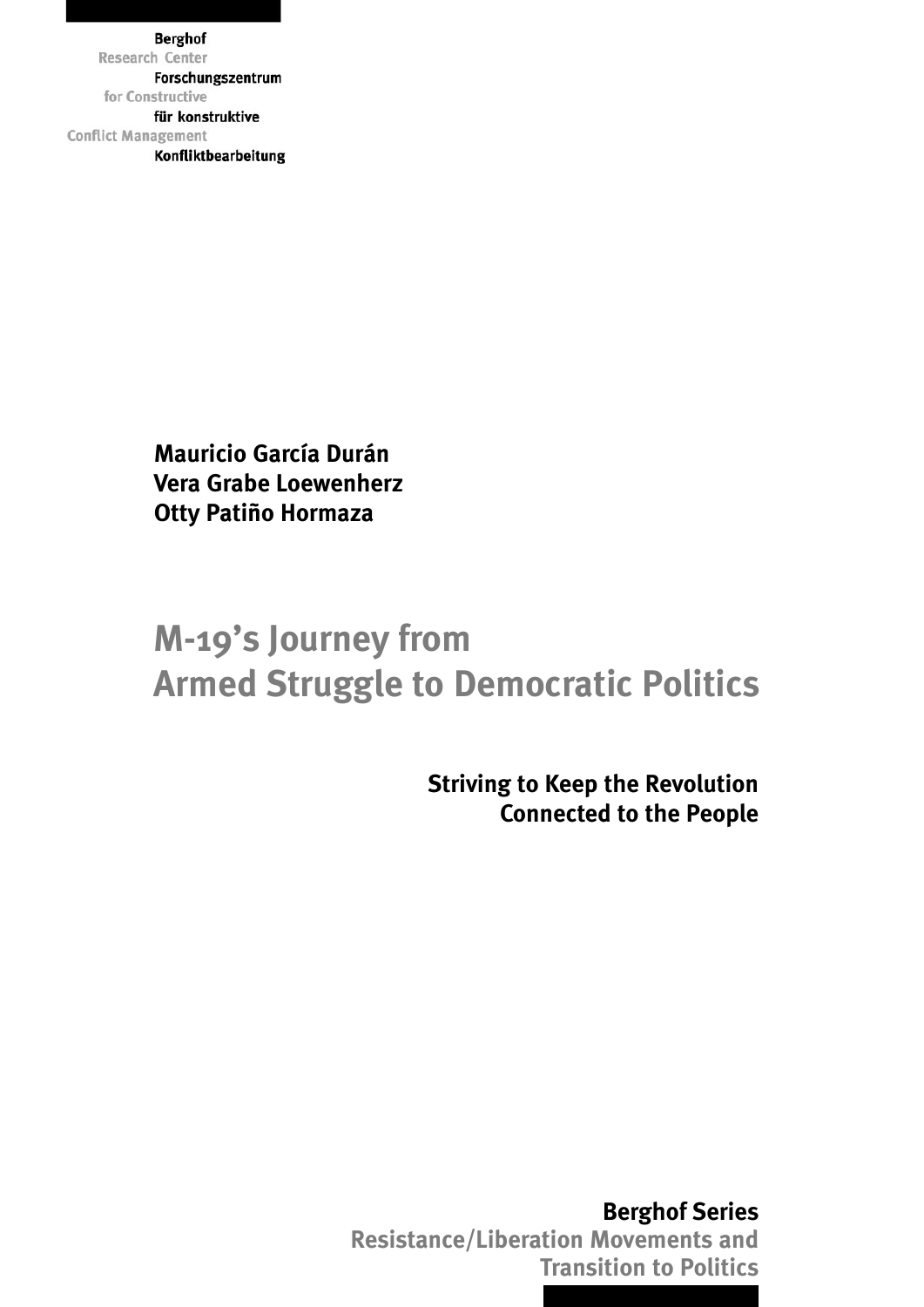Berghof Research Center for Constructive Conflict Management

Berghof Forschungszentrum für konstruktive Konfliktbearbeitung

**Mauricio García Durán**
**Vera Grabe Loewenherz**
**Otty Patiño Hormaza**

# M-19's Journey from Armed Struggle to Democratic Politics

## Striving to Keep the Revolution Connected to the People

**Berghof Series**
**Resistance/Liberation Movements and Transition to Politics**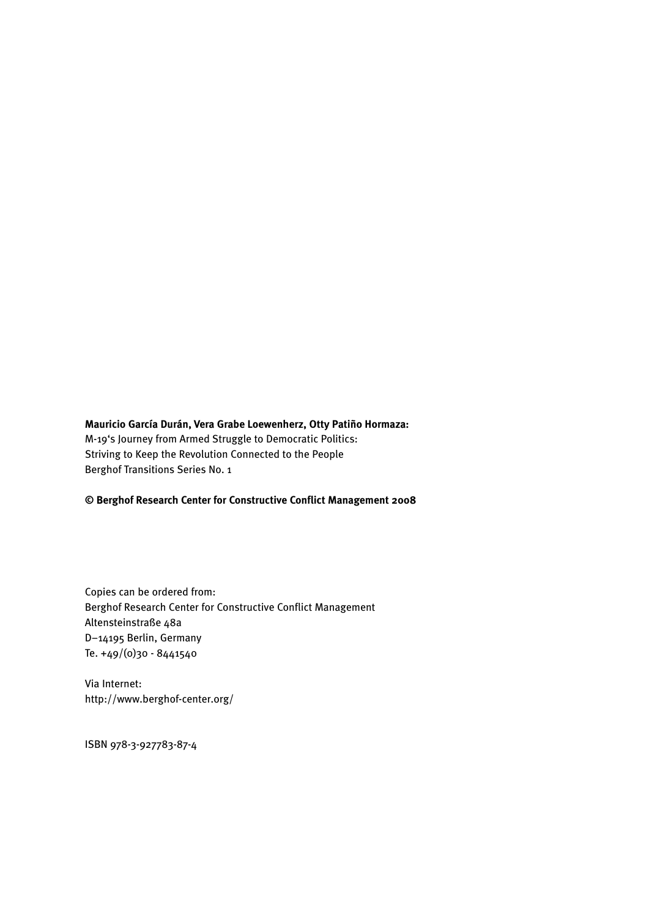**Mauricio García Durán, Vera Grabe Loewenherz, Otty Patiño Hormaza:**
M-19's Journey from Armed Struggle to Democratic Politics:
Striving to Keep the Revolution Connected to the People
Berghof Transitions Series No. 1

**© Berghof Research Center for Constructive Conflict Management 2008**

Copies can be ordered from:
Berghof Research Center for Constructive Conflict Management
Altensteinstraße 48a
D–14195 Berlin, Germany
Te. +49/(0)30 - 8441540

Via Internet:
http://www.berghof-center.org/

ISBN 978-3-927783-87-4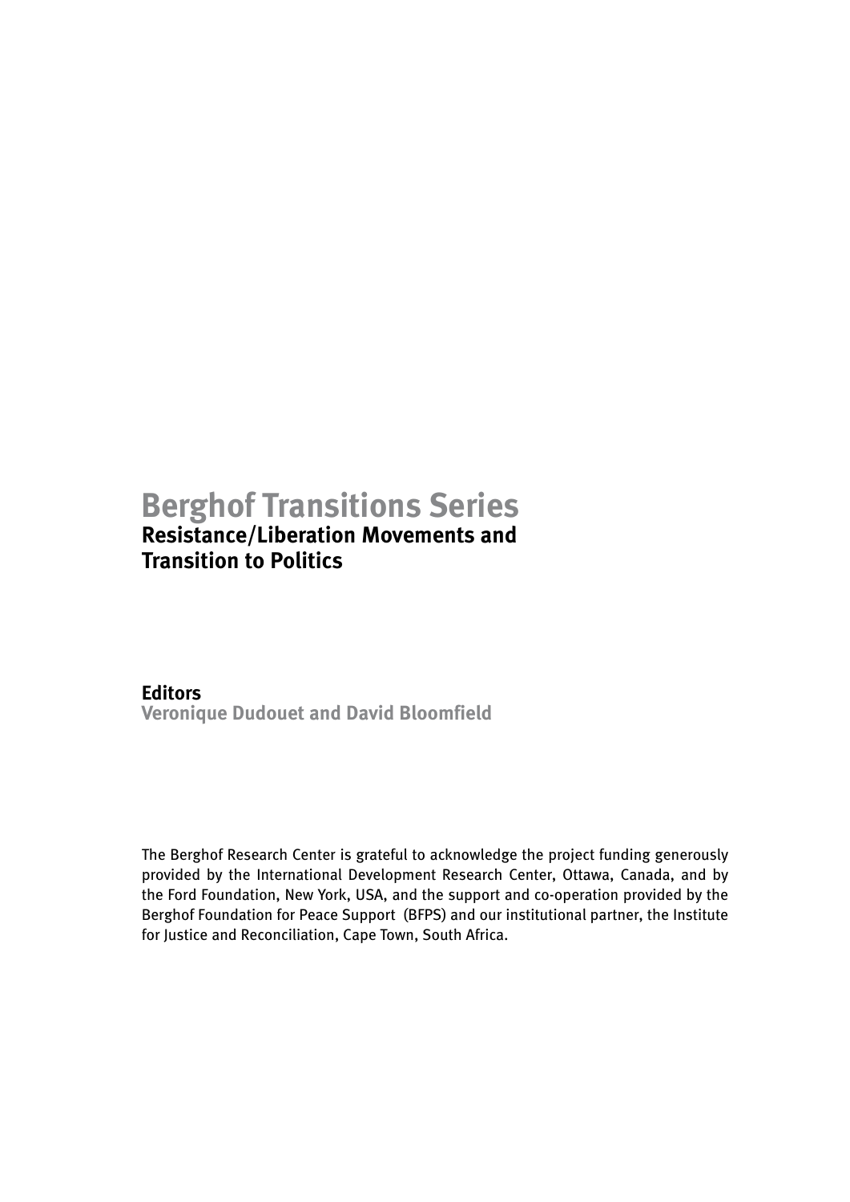# Berghof Transitions Series

## Resistance/Liberation Movements and Transition to Politics

**Editors**

**Veronique Dudouet and David Bloomfield**

The Berghof Research Center is grateful to acknowledge the project funding generously provided by the International Development Research Center, Ottawa, Canada, and by the Ford Foundation, New York, USA, and the support and co-operation provided by the Berghof Foundation for Peace Support (BFPS) and our institutional partner, the Institute for Justice and Reconciliation, Cape Town, South Africa.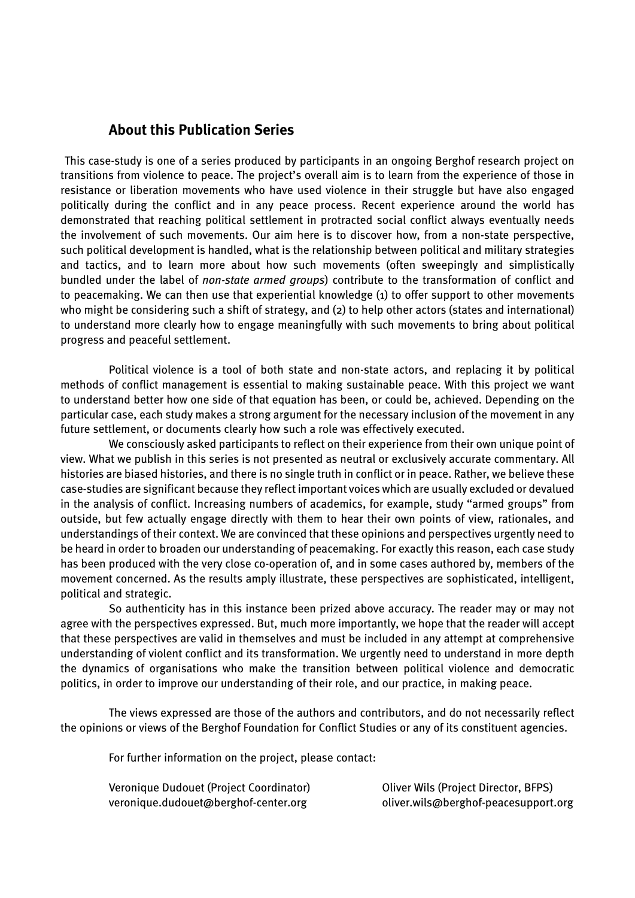## About this Publication Series

This case-study is one of a series produced by participants in an ongoing Berghof research project on transitions from violence to peace. The project's overall aim is to learn from the experience of those in resistance or liberation movements who have used violence in their struggle but have also engaged politically during the conflict and in any peace process. Recent experience around the world has demonstrated that reaching political settlement in protracted social conflict always eventually needs the involvement of such movements. Our aim here is to discover how, from a non-state perspective, such political development is handled, what is the relationship between political and military strategies and tactics, and to learn more about how such movements (often sweepingly and simplistically bundled under the label of *non-state armed groups*) contribute to the transformation of conflict and to peacemaking. We can then use that experiential knowledge (1) to offer support to other movements who might be considering such a shift of strategy, and (2) to help other actors (states and international) to understand more clearly how to engage meaningfully with such movements to bring about political progress and peaceful settlement.

Political violence is a tool of both state and non-state actors, and replacing it by political methods of conflict management is essential to making sustainable peace. With this project we want to understand better how one side of that equation has been, or could be, achieved. Depending on the particular case, each study makes a strong argument for the necessary inclusion of the movement in any future settlement, or documents clearly how such a role was effectively executed.

We consciously asked participants to reflect on their experience from their own unique point of view. What we publish in this series is not presented as neutral or exclusively accurate commentary. All histories are biased histories, and there is no single truth in conflict or in peace. Rather, we believe these case-studies are significant because they reflect important voices which are usually excluded or devalued in the analysis of conflict. Increasing numbers of academics, for example, study "armed groups" from outside, but few actually engage directly with them to hear their own points of view, rationales, and understandings of their context. We are convinced that these opinions and perspectives urgently need to be heard in order to broaden our understanding of peacemaking. For exactly this reason, each case study has been produced with the very close co-operation of, and in some cases authored by, members of the movement concerned. As the results amply illustrate, these perspectives are sophisticated, intelligent, political and strategic.

So authenticity has in this instance been prized above accuracy. The reader may or may not agree with the perspectives expressed. But, much more importantly, we hope that the reader will accept that these perspectives are valid in themselves and must be included in any attempt at comprehensive understanding of violent conflict and its transformation. We urgently need to understand in more depth the dynamics of organisations who make the transition between political violence and democratic politics, in order to improve our understanding of their role, and our practice, in making peace.

The views expressed are those of the authors and contributors, and do not necessarily reflect the opinions or views of the Berghof Foundation for Conflict Studies or any of its constituent agencies.

For further information on the project, please contact:

Veronique Dudouet (Project Coordinator)
veronique.dudouet@berghof-center.org

Oliver Wils (Project Director, BFPS)
oliver.wils@berghof-peacesupport.org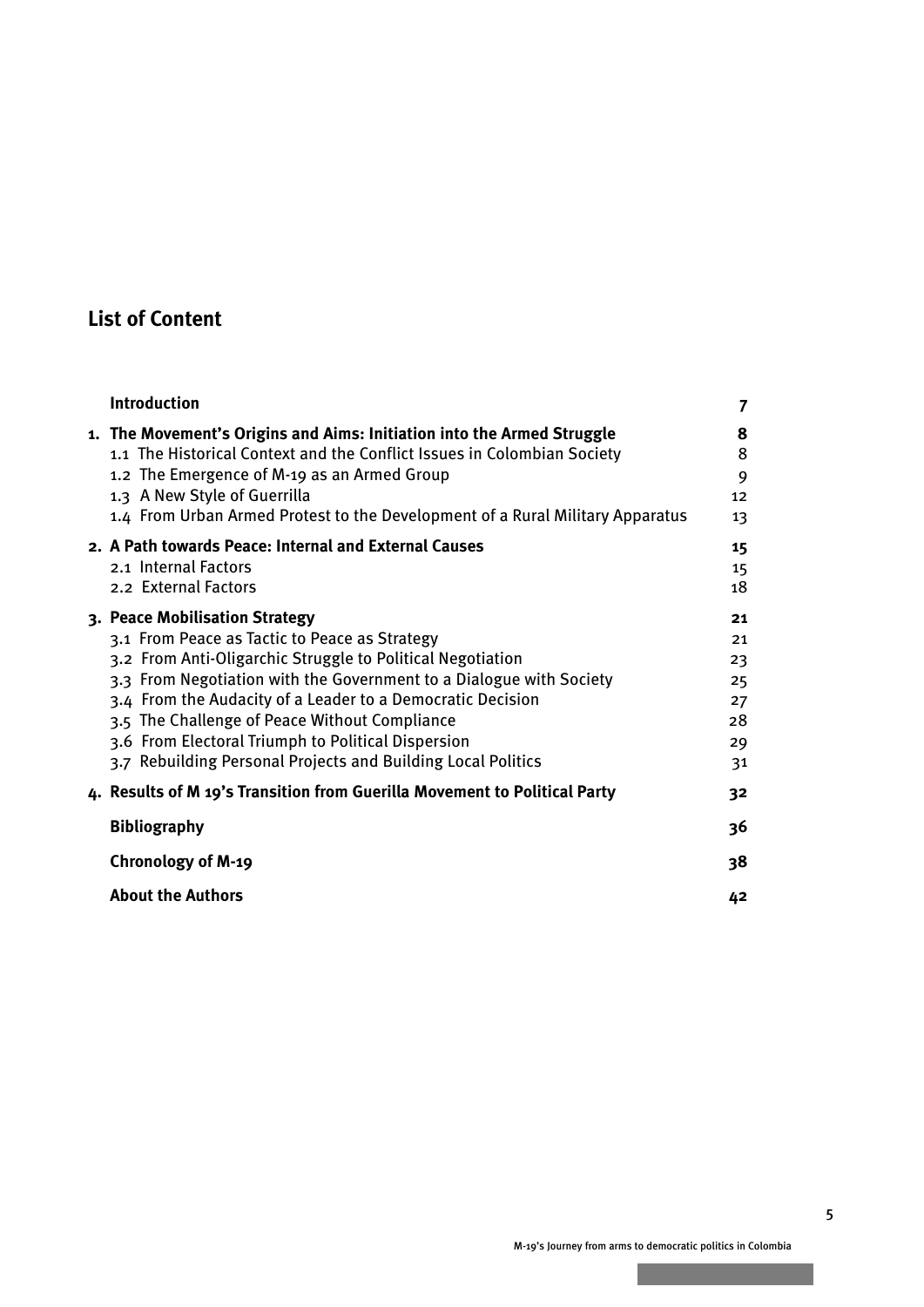## List of Content

| | |
|---|---|
| **Introduction** | **7** |
| **1. The Movement's Origins and Aims: Initiation into the Armed Struggle** | **8** |
| 1.1 The Historical Context and the Conflict Issues in Colombian Society | 8 |
| 1.2 The Emergence of M-19 as an Armed Group | 9 |
| 1.3 A New Style of Guerrilla | 12 |
| 1.4 From Urban Armed Protest to the Development of a Rural Military Apparatus | 13 |
| **2. A Path towards Peace: Internal and External Causes** | **15** |
| 2.1 Internal Factors | 15 |
| 2.2 External Factors | 18 |
| **3. Peace Mobilisation Strategy** | **21** |
| 3.1 From Peace as Tactic to Peace as Strategy | 21 |
| 3.2 From Anti-Oligarchic Struggle to Political Negotiation | 23 |
| 3.3 From Negotiation with the Government to a Dialogue with Society | 25 |
| 3.4 From the Audacity of a Leader to a Democratic Decision | 27 |
| 3.5 The Challenge of Peace Without Compliance | 28 |
| 3.6 From Electoral Triumph to Political Dispersion | 29 |
| 3.7 Rebuilding Personal Projects and Building Local Politics | 31 |
| **4. Results of M 19's Transition from Guerilla Movement to Political Party** | **32** |
| **Bibliography** | **36** |
| **Chronology of M-19** | **38** |
| **About the Authors** | **42** |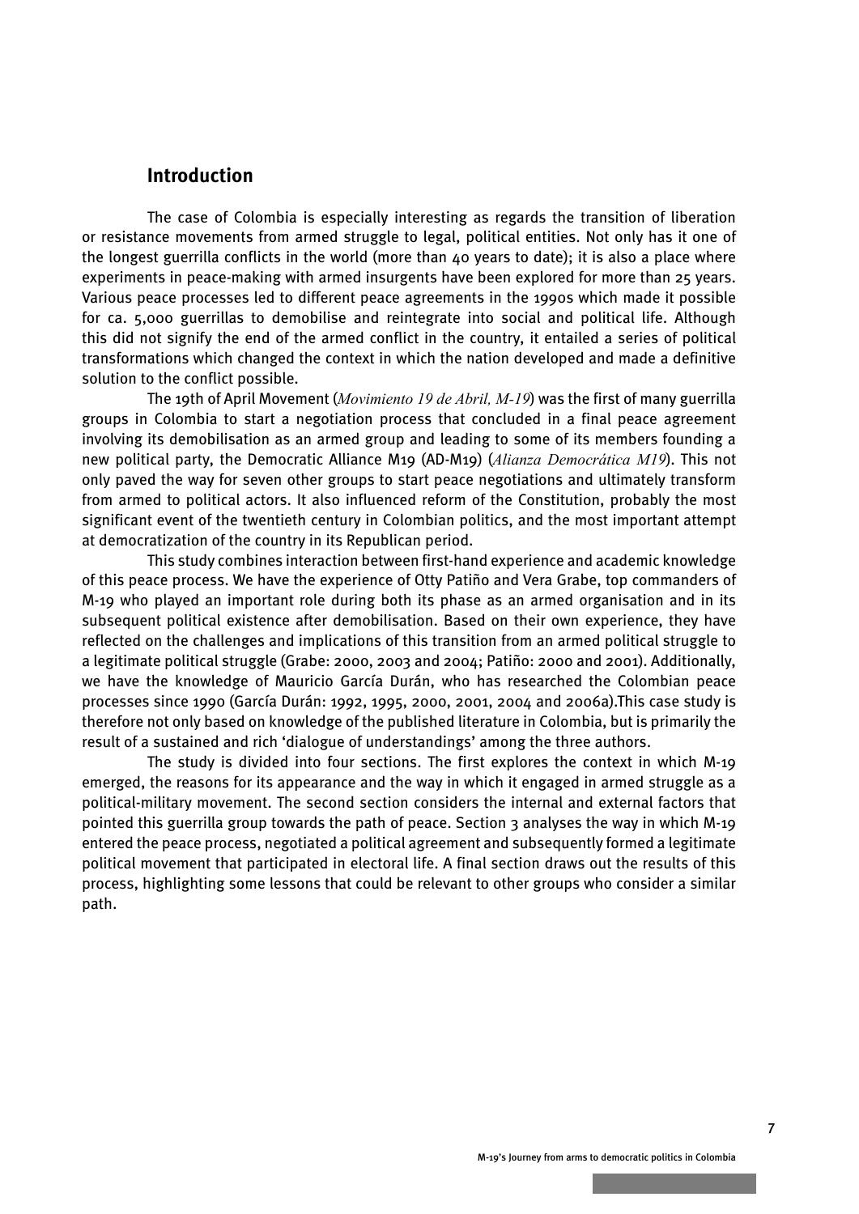## Introduction

The case of Colombia is especially interesting as regards the transition of liberation or resistance movements from armed struggle to legal, political entities. Not only has it one of the longest guerrilla conflicts in the world (more than 40 years to date); it is also a place where experiments in peace-making with armed insurgents have been explored for more than 25 years. Various peace processes led to different peace agreements in the 1990s which made it possible for ca. 5,000 guerrillas to demobilise and reintegrate into social and political life. Although this did not signify the end of the armed conflict in the country, it entailed a series of political transformations which changed the context in which the nation developed and made a definitive solution to the conflict possible.

The 19th of April Movement (*Movimiento 19 de Abril, M-19*) was the first of many guerrilla groups in Colombia to start a negotiation process that concluded in a final peace agreement involving its demobilisation as an armed group and leading to some of its members founding a new political party, the Democratic Alliance M19 (AD-M19) (*Alianza Democrática M19*). This not only paved the way for seven other groups to start peace negotiations and ultimately transform from armed to political actors. It also influenced reform of the Constitution, probably the most significant event of the twentieth century in Colombian politics, and the most important attempt at democratization of the country in its Republican period.

This study combines interaction between first-hand experience and academic knowledge of this peace process. We have the experience of Otty Patiño and Vera Grabe, top commanders of M-19 who played an important role during both its phase as an armed organisation and in its subsequent political existence after demobilisation. Based on their own experience, they have reflected on the challenges and implications of this transition from an armed political struggle to a legitimate political struggle (Grabe: 2000, 2003 and 2004; Patiño: 2000 and 2001). Additionally, we have the knowledge of Mauricio García Durán, who has researched the Colombian peace processes since 1990 (García Durán: 1992, 1995, 2000, 2001, 2004 and 2006a).This case study is therefore not only based on knowledge of the published literature in Colombia, but is primarily the result of a sustained and rich 'dialogue of understandings' among the three authors.

The study is divided into four sections. The first explores the context in which M-19 emerged, the reasons for its appearance and the way in which it engaged in armed struggle as a political-military movement. The second section considers the internal and external factors that pointed this guerrilla group towards the path of peace. Section 3 analyses the way in which M-19 entered the peace process, negotiated a political agreement and subsequently formed a legitimate political movement that participated in electoral life. A final section draws out the results of this process, highlighting some lessons that could be relevant to other groups who consider a similar path.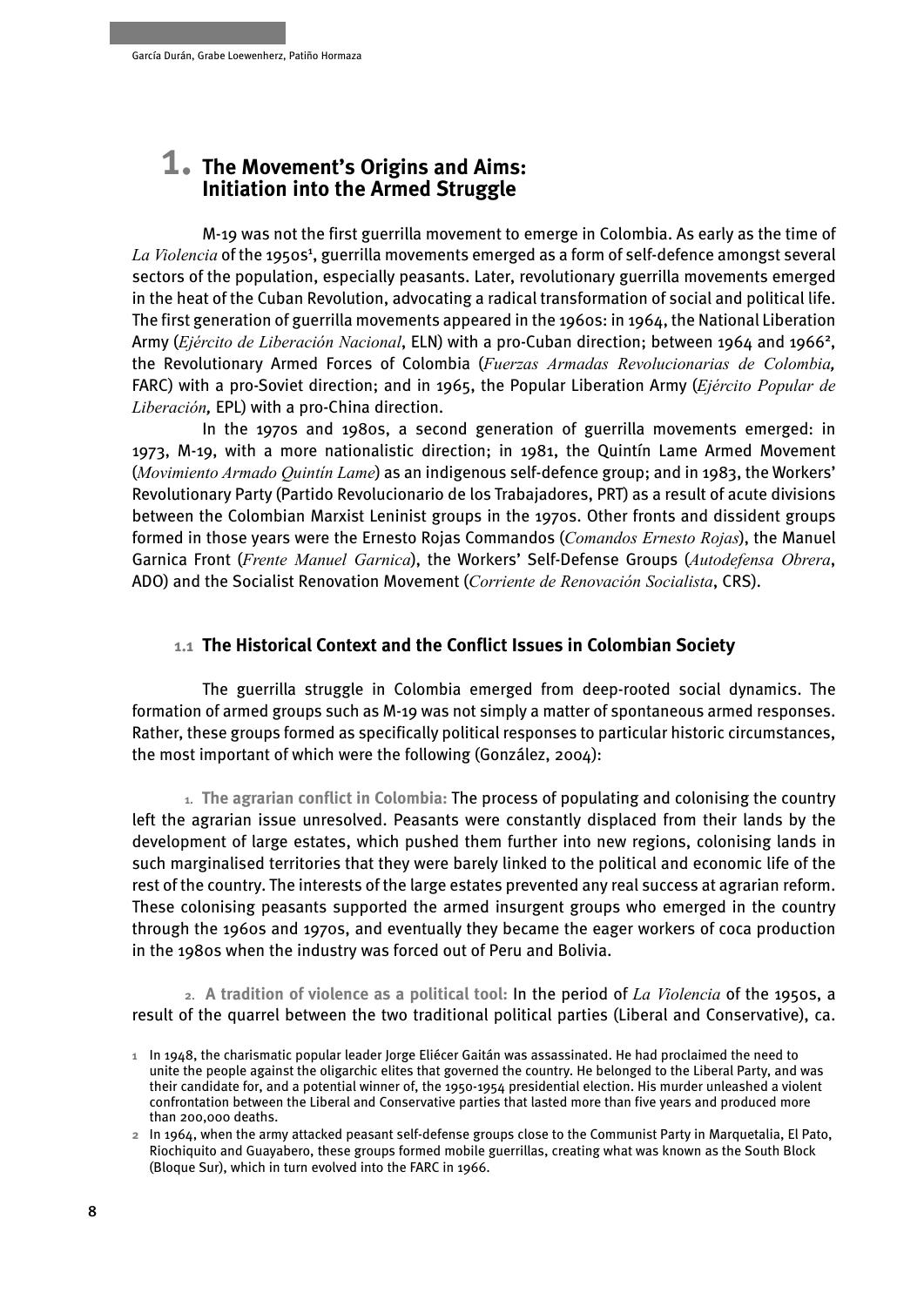# 1. The Movement's Origins and Aims: Initiation into the Armed Struggle

M-19 was not the first guerrilla movement to emerge in Colombia. As early as the time of *La Violencia* of the 1950s[1], guerrilla movements emerged as a form of self-defence amongst several sectors of the population, especially peasants. Later, revolutionary guerrilla movements emerged in the heat of the Cuban Revolution, advocating a radical transformation of social and political life. The first generation of guerrilla movements appeared in the 1960s: in 1964, the National Liberation Army (*Ejército de Liberación Nacional*, ELN) with a pro-Cuban direction; between 1964 and 1966[2], the Revolutionary Armed Forces of Colombia (*Fuerzas Armadas Revolucionarias de Colombia,* FARC) with a pro-Soviet direction; and in 1965, the Popular Liberation Army (*Ejército Popular de Liberación,* EPL) with a pro-China direction.

In the 1970s and 1980s, a second generation of guerrilla movements emerged: in 1973, M-19, with a more nationalistic direction; in 1981, the Quintín Lame Armed Movement (*Movimiento Armado Quintín Lame*) as an indigenous self-defence group; and in 1983, the Workers' Revolutionary Party (Partido Revolucionario de los Trabajadores, PRT) as a result of acute divisions between the Colombian Marxist Leninist groups in the 1970s. Other fronts and dissident groups formed in those years were the Ernesto Rojas Commandos (*Comandos Ernesto Rojas*), the Manuel Garnica Front (*Frente Manuel Garnica*), the Workers' Self-Defense Groups (*Autodefensa Obrera*, ADO) and the Socialist Renovation Movement (*Corriente de Renovación Socialista*, CRS).

## 1.1 The Historical Context and the Conflict Issues in Colombian Society

The guerrilla struggle in Colombia emerged from deep-rooted social dynamics. The formation of armed groups such as M-19 was not simply a matter of spontaneous armed responses. Rather, these groups formed as specifically political responses to particular historic circumstances, the most important of which were the following (González, 2004):

1. **The agrarian conflict in Colombia:** The process of populating and colonising the country left the agrarian issue unresolved. Peasants were constantly displaced from their lands by the development of large estates, which pushed them further into new regions, colonising lands in such marginalised territories that they were barely linked to the political and economic life of the rest of the country. The interests of the large estates prevented any real success at agrarian reform. These colonising peasants supported the armed insurgent groups who emerged in the country through the 1960s and 1970s, and eventually they became the eager workers of coca production in the 1980s when the industry was forced out of Peru and Bolivia.

2. **A tradition of violence as a political tool:** In the period of *La Violencia* of the 1950s, a result of the quarrel between the two traditional political parties (Liberal and Conservative), ca.

---

[1] In 1948, the charismatic popular leader Jorge Eliécer Gaitán was assassinated. He had proclaimed the need to unite the people against the oligarchic elites that governed the country. He belonged to the Liberal Party, and was their candidate for, and a potential winner of, the 1950-1954 presidential election. His murder unleashed a violent confrontation between the Liberal and Conservative parties that lasted more than five years and produced more than 200,000 deaths.

[2] In 1964, when the army attacked peasant self-defense groups close to the Communist Party in Marquetalia, El Pato, Riochiquito and Guayabero, these groups formed mobile guerrillas, creating what was known as the South Block (Bloque Sur), which in turn evolved into the FARC in 1966.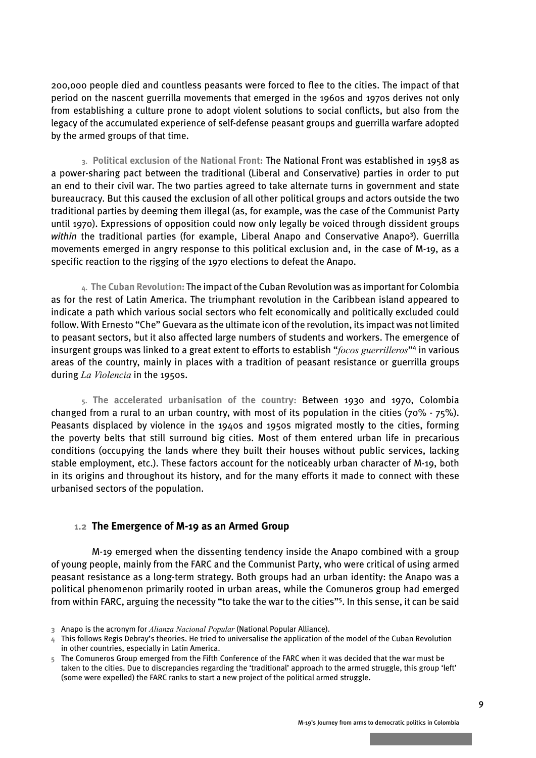200,000 people died and countless peasants were forced to flee to the cities. The impact of that period on the nascent guerrilla movements that emerged in the 1960s and 1970s derives not only from establishing a culture prone to adopt violent solutions to social conflicts, but also from the legacy of the accumulated experience of self-defense peasant groups and guerrilla warfare adopted by the armed groups of that time.

3. **Political exclusion of the National Front:** The National Front was established in 1958 as a power-sharing pact between the traditional (Liberal and Conservative) parties in order to put an end to their civil war. The two parties agreed to take alternate turns in government and state bureaucracy. But this caused the exclusion of all other political groups and actors outside the two traditional parties by deeming them illegal (as, for example, was the case of the Communist Party until 1970). Expressions of opposition could now only legally be voiced through dissident groups *within* the traditional parties (for example, Liberal Anapo and Conservative Anapo[3]). Guerrilla movements emerged in angry response to this political exclusion and, in the case of M-19, as a specific reaction to the rigging of the 1970 elections to defeat the Anapo.

4. **The Cuban Revolution:** The impact of the Cuban Revolution was as important for Colombia as for the rest of Latin America. The triumphant revolution in the Caribbean island appeared to indicate a path which various social sectors who felt economically and politically excluded could follow. With Ernesto "Che" Guevara as the ultimate icon of the revolution, its impact was not limited to peasant sectors, but it also affected large numbers of students and workers. The emergence of insurgent groups was linked to a great extent to efforts to establish "*focos guerrilleros*"[4] in various areas of the country, mainly in places with a tradition of peasant resistance or guerrilla groups during *La Violencia* in the 1950s.

5. **The accelerated urbanisation of the country:** Between 1930 and 1970, Colombia changed from a rural to an urban country, with most of its population in the cities (70% - 75%). Peasants displaced by violence in the 1940s and 1950s migrated mostly to the cities, forming the poverty belts that still surround big cities. Most of them entered urban life in precarious conditions (occupying the lands where they built their houses without public services, lacking stable employment, etc.). These factors account for the noticeably urban character of M-19, both in its origins and throughout its history, and for the many efforts it made to connect with these urbanised sectors of the population.

## 1.2 The Emergence of M-19 as an Armed Group

M-19 emerged when the dissenting tendency inside the Anapo combined with a group of young people, mainly from the FARC and the Communist Party, who were critical of using armed peasant resistance as a long-term strategy. Both groups had an urban identity: the Anapo was a political phenomenon primarily rooted in urban areas, while the Comuneros group had emerged from within FARC, arguing the necessity "to take the war to the cities"[5]. In this sense, it can be said

[3] Anapo is the acronym for *Alianza Nacional Popular* (National Popular Alliance).

[4] This follows Regis Debray's theories. He tried to universalise the application of the model of the Cuban Revolution in other countries, especially in Latin America.

[5] The Comuneros Group emerged from the Fifth Conference of the FARC when it was decided that the war must be taken to the cities. Due to discrepancies regarding the 'traditional' approach to the armed struggle, this group 'left' (some were expelled) the FARC ranks to start a new project of the political armed struggle.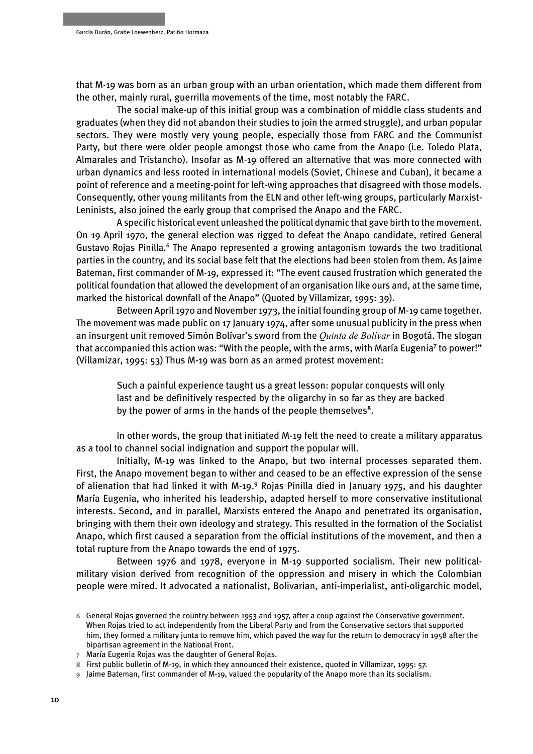that M-19 was born as an urban group with an urban orientation, which made them different from the other, mainly rural, guerrilla movements of the time, most notably the FARC.

The social make-up of this initial group was a combination of middle class students and graduates (when they did not abandon their studies to join the armed struggle), and urban popular sectors. They were mostly very young people, especially those from FARC and the Communist Party, but there were older people amongst those who came from the Anapo (i.e. Toledo Plata, Almarales and Tristancho). Insofar as M-19 offered an alternative that was more connected with urban dynamics and less rooted in international models (Soviet, Chinese and Cuban), it became a point of reference and a meeting-point for left-wing approaches that disagreed with those models. Consequently, other young militants from the ELN and other left-wing groups, particularly Marxist-Leninists, also joined the early group that comprised the Anapo and the FARC.

A specific historical event unleashed the political dynamic that gave birth to the movement. On 19 April 1970, the general election was rigged to defeat the Anapo candidate, retired General Gustavo Rojas Pinilla.[6] The Anapo represented a growing antagonism towards the two traditional parties in the country, and its social base felt that the elections had been stolen from them. As Jaime Bateman, first commander of M-19, expressed it: "The event caused frustration which generated the political foundation that allowed the development of an organisation like ours and, at the same time, marked the historical downfall of the Anapo" (Quoted by Villamizar, 1995: 39).

Between April 1970 and November 1973, the initial founding group of M-19 came together. The movement was made public on 17 January 1974, after some unusual publicity in the press when an insurgent unit removed Simón Bolívar's sword from the *Quinta de Bolívar* in Bogotá. The slogan that accompanied this action was: "With the people, with the arms, with María Eugenia[7] to power!" (Villamizar, 1995: 53) Thus M-19 was born as an armed protest movement:

> Such a painful experience taught us a great lesson: popular conquests will only last and be definitively respected by the oligarchy in so far as they are backed by the power of arms in the hands of the people themselves[8].

In other words, the group that initiated M-19 felt the need to create a military apparatus as a tool to channel social indignation and support the popular will.

Initially, M-19 was linked to the Anapo, but two internal processes separated them. First, the Anapo movement began to wither and ceased to be an effective expression of the sense of alienation that had linked it with M-19.[9] Rojas Pinilla died in January 1975, and his daughter María Eugenia, who inherited his leadership, adapted herself to more conservative institutional interests. Second, and in parallel, Marxists entered the Anapo and penetrated its organisation, bringing with them their own ideology and strategy. This resulted in the formation of the Socialist Anapo, which first caused a separation from the official institutions of the movement, and then a total rupture from the Anapo towards the end of 1975.

Between 1976 and 1978, everyone in M-19 supported socialism. Their new political-military vision derived from recognition of the oppression and misery in which the Colombian people were mired. It advocated a nationalist, Bolivarian, anti-imperialist, anti-oligarchic model,

---

6 General Rojas governed the country between 1953 and 1957, after a coup against the Conservative government. When Rojas tried to act independently from the Liberal Party and from the Conservative sectors that supported him, they formed a military junta to remove him, which paved the way for the return to democracy in 1958 after the bipartisan agreement in the National Front.

7 María Eugenia Rojas was the daughter of General Rojas.

8 First public bulletin of M-19, in which they announced their existence, quoted in Villamizar, 1995: 57.

9 Jaime Bateman, first commander of M-19, valued the popularity of the Anapo more than its socialism.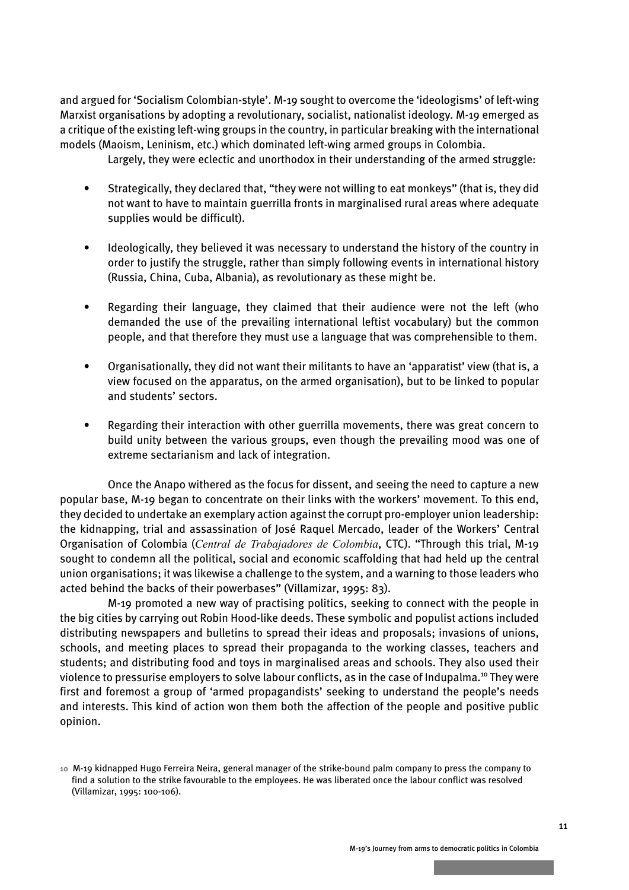and argued for 'Socialism Colombian-style'. M-19 sought to overcome the 'ideologisms' of left-wing Marxist organisations by adopting a revolutionary, socialist, nationalist ideology. M-19 emerged as a critique of the existing left-wing groups in the country, in particular breaking with the international models (Maoism, Leninism, etc.) which dominated left-wing armed groups in Colombia.

Largely, they were eclectic and unorthodox in their understanding of the armed struggle:

- Strategically, they declared that, "they were not willing to eat monkeys" (that is, they did not want to have to maintain guerrilla fronts in marginalised rural areas where adequate supplies would be difficult).
- Ideologically, they believed it was necessary to understand the history of the country in order to justify the struggle, rather than simply following events in international history (Russia, China, Cuba, Albania), as revolutionary as these might be.
- Regarding their language, they claimed that their audience were not the left (who demanded the use of the prevailing international leftist vocabulary) but the common people, and that therefore they must use a language that was comprehensible to them.
- Organisationally, they did not want their militants to have an 'apparatist' view (that is, a view focused on the apparatus, on the armed organisation), but to be linked to popular and students' sectors.
- Regarding their interaction with other guerrilla movements, there was great concern to build unity between the various groups, even though the prevailing mood was one of extreme sectarianism and lack of integration.

Once the Anapo withered as the focus for dissent, and seeing the need to capture a new popular base, M-19 began to concentrate on their links with the workers' movement. To this end, they decided to undertake an exemplary action against the corrupt pro-employer union leadership: the kidnapping, trial and assassination of José Raquel Mercado, leader of the Workers' Central Organisation of Colombia (*Central de Trabajadores de Colombia*, CTC). "Through this trial, M-19 sought to condemn all the political, social and economic scaffolding that had held up the central union organisations; it was likewise a challenge to the system, and a warning to those leaders who acted behind the backs of their powerbases" (Villamizar, 1995: 83).

M-19 promoted a new way of practising politics, seeking to connect with the people in the big cities by carrying out Robin Hood-like deeds. These symbolic and populist actions included distributing newspapers and bulletins to spread their ideas and proposals; invasions of unions, schools, and meeting places to spread their propaganda to the working classes, teachers and students; and distributing food and toys in marginalised areas and schools. They also used their violence to pressurise employers to solve labour conflicts, as in the case of Indupalma.[10] They were first and foremost a group of 'armed propagandists' seeking to understand the people's needs and interests. This kind of action won them both the affection of the people and positive public opinion.

10 M-19 kidnapped Hugo Ferreira Neira, general manager of the strike-bound palm company to press the company to find a solution to the strike favourable to the employees. He was liberated once the labour conflict was resolved (Villamizar, 1995: 100-106).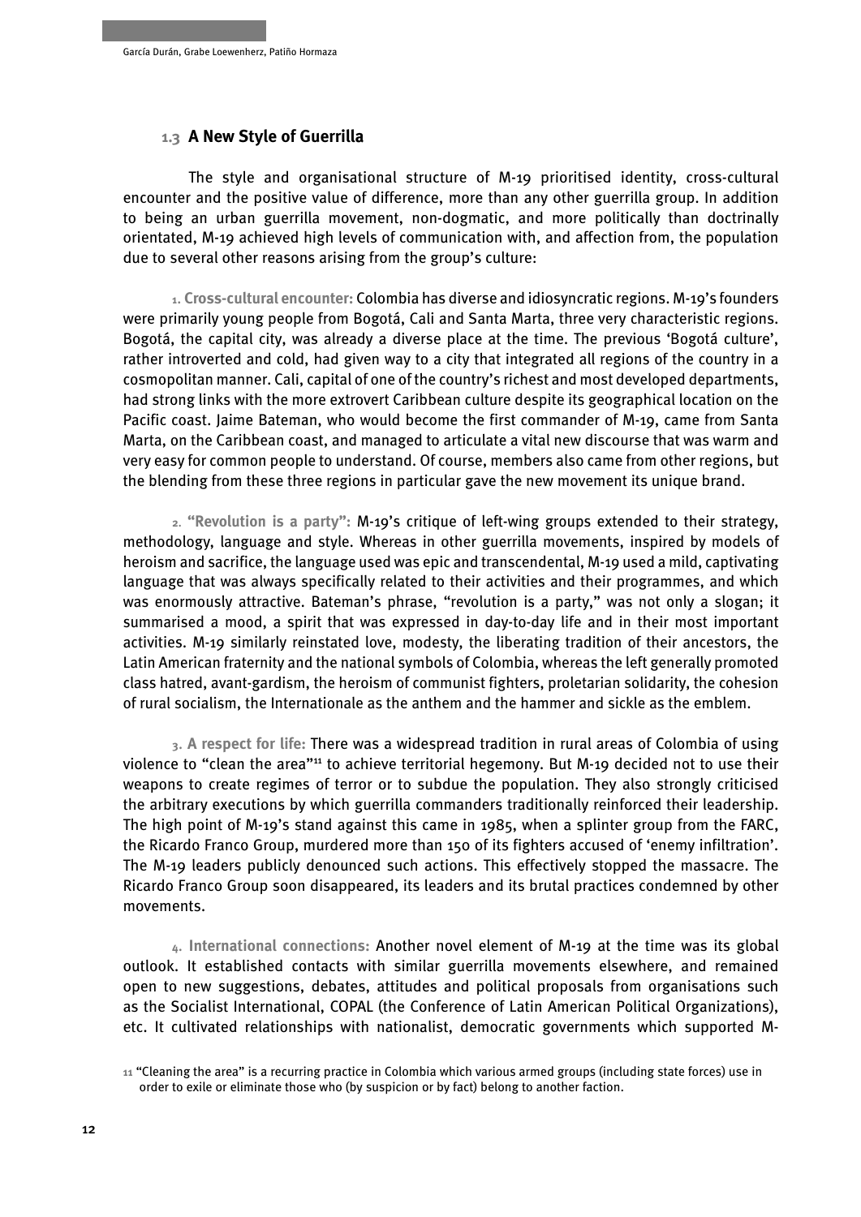### 1.3 A New Style of Guerrilla

The style and organisational structure of M-19 prioritised identity, cross-cultural encounter and the positive value of difference, more than any other guerrilla group. In addition to being an urban guerrilla movement, non-dogmatic, and more politically than doctrinally orientated, M-19 achieved high levels of communication with, and affection from, the population due to several other reasons arising from the group's culture:

1. **Cross-cultural encounter:** Colombia has diverse and idiosyncratic regions. M-19's founders were primarily young people from Bogotá, Cali and Santa Marta, three very characteristic regions. Bogotá, the capital city, was already a diverse place at the time. The previous 'Bogotá culture', rather introverted and cold, had given way to a city that integrated all regions of the country in a cosmopolitan manner. Cali, capital of one of the country's richest and most developed departments, had strong links with the more extrovert Caribbean culture despite its geographical location on the Pacific coast. Jaime Bateman, who would become the first commander of M-19, came from Santa Marta, on the Caribbean coast, and managed to articulate a vital new discourse that was warm and very easy for common people to understand. Of course, members also came from other regions, but the blending from these three regions in particular gave the new movement its unique brand.

2. **"Revolution is a party":** M-19's critique of left-wing groups extended to their strategy, methodology, language and style. Whereas in other guerrilla movements, inspired by models of heroism and sacrifice, the language used was epic and transcendental, M-19 used a mild, captivating language that was always specifically related to their activities and their programmes, and which was enormously attractive. Bateman's phrase, "revolution is a party," was not only a slogan; it summarised a mood, a spirit that was expressed in day-to-day life and in their most important activities. M-19 similarly reinstated love, modesty, the liberating tradition of their ancestors, the Latin American fraternity and the national symbols of Colombia, whereas the left generally promoted class hatred, avant-gardism, the heroism of communist fighters, proletarian solidarity, the cohesion of rural socialism, the Internationale as the anthem and the hammer and sickle as the emblem.

3. **A respect for life:** There was a widespread tradition in rural areas of Colombia of using violence to "clean the area"[11] to achieve territorial hegemony. But M-19 decided not to use their weapons to create regimes of terror or to subdue the population. They also strongly criticised the arbitrary executions by which guerrilla commanders traditionally reinforced their leadership. The high point of M-19's stand against this came in 1985, when a splinter group from the FARC, the Ricardo Franco Group, murdered more than 150 of its fighters accused of 'enemy infiltration'. The M-19 leaders publicly denounced such actions. This effectively stopped the massacre. The Ricardo Franco Group soon disappeared, its leaders and its brutal practices condemned by other movements.

4. **International connections:** Another novel element of M-19 at the time was its global outlook. It established contacts with similar guerrilla movements elsewhere, and remained open to new suggestions, debates, attitudes and political proposals from organisations such as the Socialist International, COPAL (the Conference of Latin American Political Organizations), etc. It cultivated relationships with nationalist, democratic governments which supported M-

---

[11] "Cleaning the area" is a recurring practice in Colombia which various armed groups (including state forces) use in order to exile or eliminate those who (by suspicion or by fact) belong to another faction.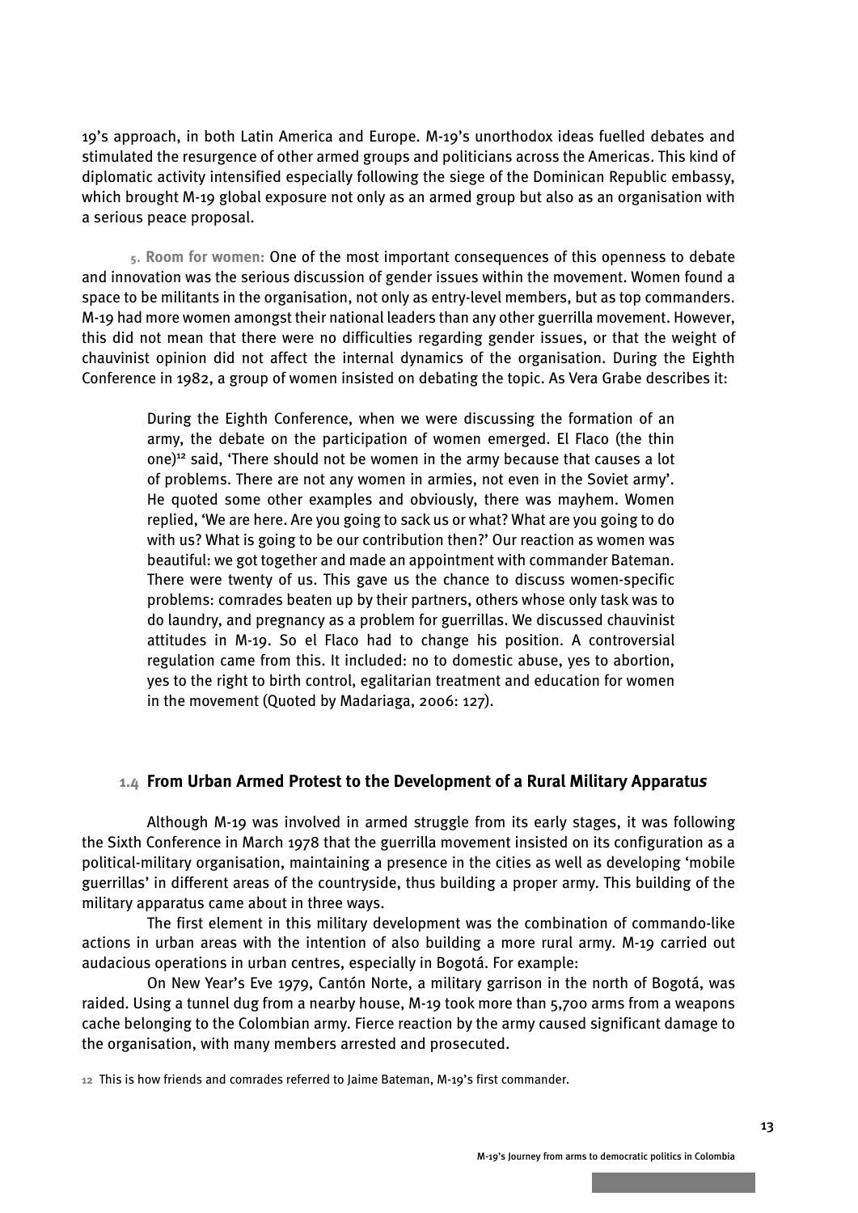19's approach, in both Latin America and Europe. M-19's unorthodox ideas fuelled debates and stimulated the resurgence of other armed groups and politicians across the Americas. This kind of diplomatic activity intensified especially following the siege of the Dominican Republic embassy, which brought M-19 global exposure not only as an armed group but also as an organisation with a serious peace proposal.

5. **Room for women:** One of the most important consequences of this openness to debate and innovation was the serious discussion of gender issues within the movement. Women found a space to be militants in the organisation, not only as entry-level members, but as top commanders. M-19 had more women amongst their national leaders than any other guerrilla movement. However, this did not mean that there were no difficulties regarding gender issues, or that the weight of chauvinist opinion did not affect the internal dynamics of the organisation. During the Eighth Conference in 1982, a group of women insisted on debating the topic. As Vera Grabe describes it:

> During the Eighth Conference, when we were discussing the formation of an army, the debate on the participation of women emerged. El Flaco (the thin one)[12] said, 'There should not be women in the army because that causes a lot of problems. There are not any women in armies, not even in the Soviet army'. He quoted some other examples and obviously, there was mayhem. Women replied, 'We are here. Are you going to sack us or what? What are you going to do with us? What is going to be our contribution then?' Our reaction as women was beautiful: we got together and made an appointment with commander Bateman. There were twenty of us. This gave us the chance to discuss women-specific problems: comrades beaten up by their partners, others whose only task was to do laundry, and pregnancy as a problem for guerrillas. We discussed chauvinist attitudes in M-19. So el Flaco had to change his position. A controversial regulation came from this. It included: no to domestic abuse, yes to abortion, yes to the right to birth control, egalitarian treatment and education for women in the movement (Quoted by Madariaga, 2006: 127).

### 1.4 From Urban Armed Protest to the Development of a Rural Military Apparatus

Although M-19 was involved in armed struggle from its early stages, it was following the Sixth Conference in March 1978 that the guerrilla movement insisted on its configuration as a political-military organisation, maintaining a presence in the cities as well as developing 'mobile guerrillas' in different areas of the countryside, thus building a proper army. This building of the military apparatus came about in three ways.

The first element in this military development was the combination of commando-like actions in urban areas with the intention of also building a more rural army. M-19 carried out audacious operations in urban centres, especially in Bogotá. For example:

On New Year's Eve 1979, Cantón Norte, a military garrison in the north of Bogotá, was raided. Using a tunnel dug from a nearby house, M-19 took more than 5,700 arms from a weapons cache belonging to the Colombian army. Fierce reaction by the army caused significant damage to the organisation, with many members arrested and prosecuted.

[12] This is how friends and comrades referred to Jaime Bateman, M-19's first commander.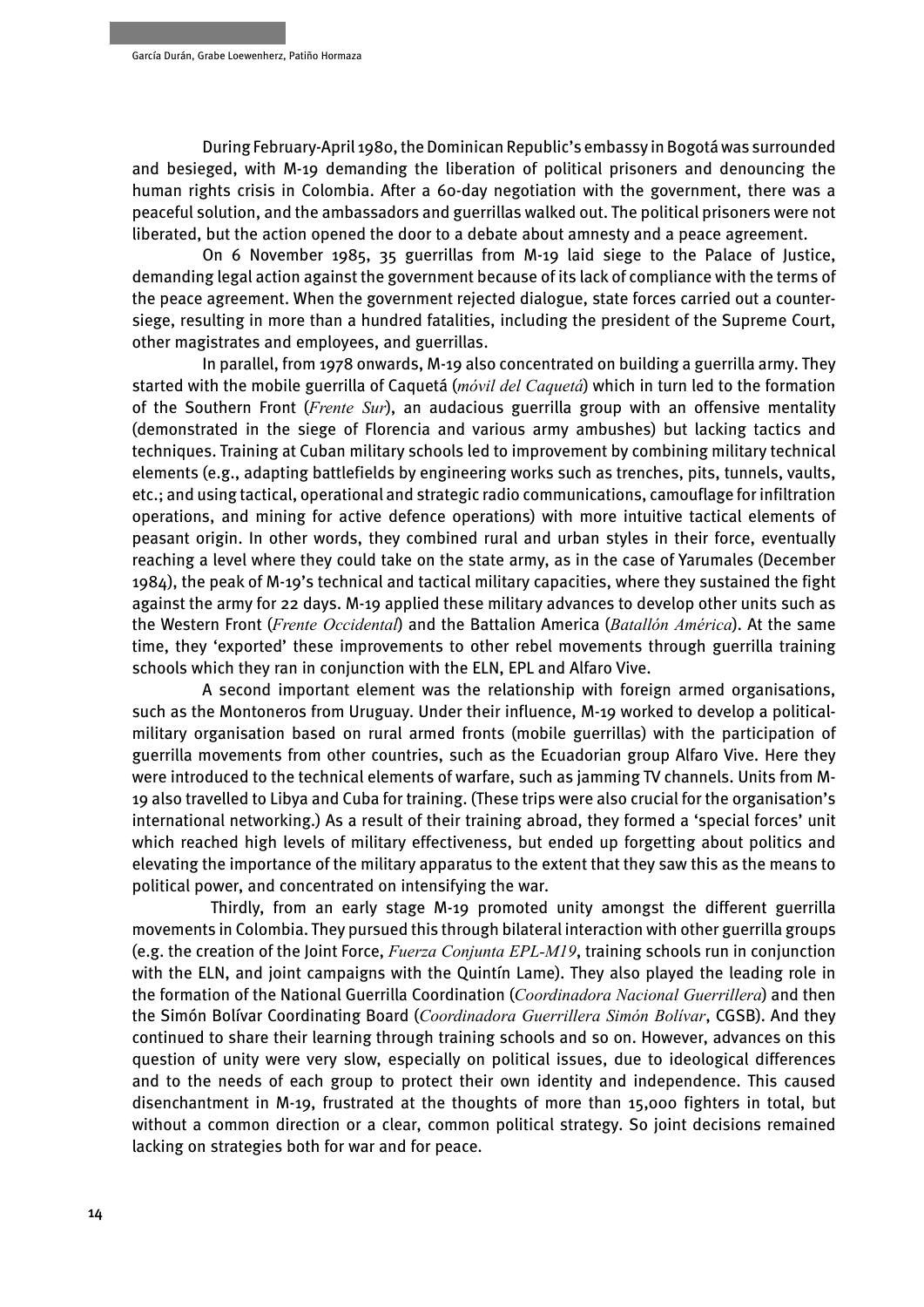During February-April 1980, the Dominican Republic's embassy in Bogotá was surrounded and besieged, with M-19 demanding the liberation of political prisoners and denouncing the human rights crisis in Colombia. After a 60-day negotiation with the government, there was a peaceful solution, and the ambassadors and guerrillas walked out. The political prisoners were not liberated, but the action opened the door to a debate about amnesty and a peace agreement.

On 6 November 1985, 35 guerrillas from M-19 laid siege to the Palace of Justice, demanding legal action against the government because of its lack of compliance with the terms of the peace agreement. When the government rejected dialogue, state forces carried out a counter-siege, resulting in more than a hundred fatalities, including the president of the Supreme Court, other magistrates and employees, and guerrillas.

In parallel, from 1978 onwards, M-19 also concentrated on building a guerrilla army. They started with the mobile guerrilla of Caquetá (*móvil del Caquetá*) which in turn led to the formation of the Southern Front (*Frente Sur*), an audacious guerrilla group with an offensive mentality (demonstrated in the siege of Florencia and various army ambushes) but lacking tactics and techniques. Training at Cuban military schools led to improvement by combining military technical elements (e.g., adapting battlefields by engineering works such as trenches, pits, tunnels, vaults, etc.; and using tactical, operational and strategic radio communications, camouflage for infiltration operations, and mining for active defence operations) with more intuitive tactical elements of peasant origin. In other words, they combined rural and urban styles in their force, eventually reaching a level where they could take on the state army, as in the case of Yarumales (December 1984), the peak of M-19's technical and tactical military capacities, where they sustained the fight against the army for 22 days. M-19 applied these military advances to develop other units such as the Western Front (*Frente Occidental*) and the Battalion America (*Batallón América*). At the same time, they 'exported' these improvements to other rebel movements through guerrilla training schools which they ran in conjunction with the ELN, EPL and Alfaro Vive.

A second important element was the relationship with foreign armed organisations, such as the Montoneros from Uruguay. Under their influence, M-19 worked to develop a political-military organisation based on rural armed fronts (mobile guerrillas) with the participation of guerrilla movements from other countries, such as the Ecuadorian group Alfaro Vive. Here they were introduced to the technical elements of warfare, such as jamming TV channels. Units from M-19 also travelled to Libya and Cuba for training. (These trips were also crucial for the organisation's international networking.) As a result of their training abroad, they formed a 'special forces' unit which reached high levels of military effectiveness, but ended up forgetting about politics and elevating the importance of the military apparatus to the extent that they saw this as the means to political power, and concentrated on intensifying the war.

Thirdly, from an early stage M-19 promoted unity amongst the different guerrilla movements in Colombia. They pursued this through bilateral interaction with other guerrilla groups (e.g. the creation of the Joint Force, *Fuerza Conjunta EPL-M19*, training schools run in conjunction with the ELN, and joint campaigns with the Quintín Lame). They also played the leading role in the formation of the National Guerrilla Coordination (*Coordinadora Nacional Guerrillera*) and then the Simón Bolívar Coordinating Board (*Coordinadora Guerrillera Simón Bolívar*, CGSB). And they continued to share their learning through training schools and so on. However, advances on this question of unity were very slow, especially on political issues, due to ideological differences and to the needs of each group to protect their own identity and independence. This caused disenchantment in M-19, frustrated at the thoughts of more than 15,000 fighters in total, but without a common direction or a clear, common political strategy. So joint decisions remained lacking on strategies both for war and for peace.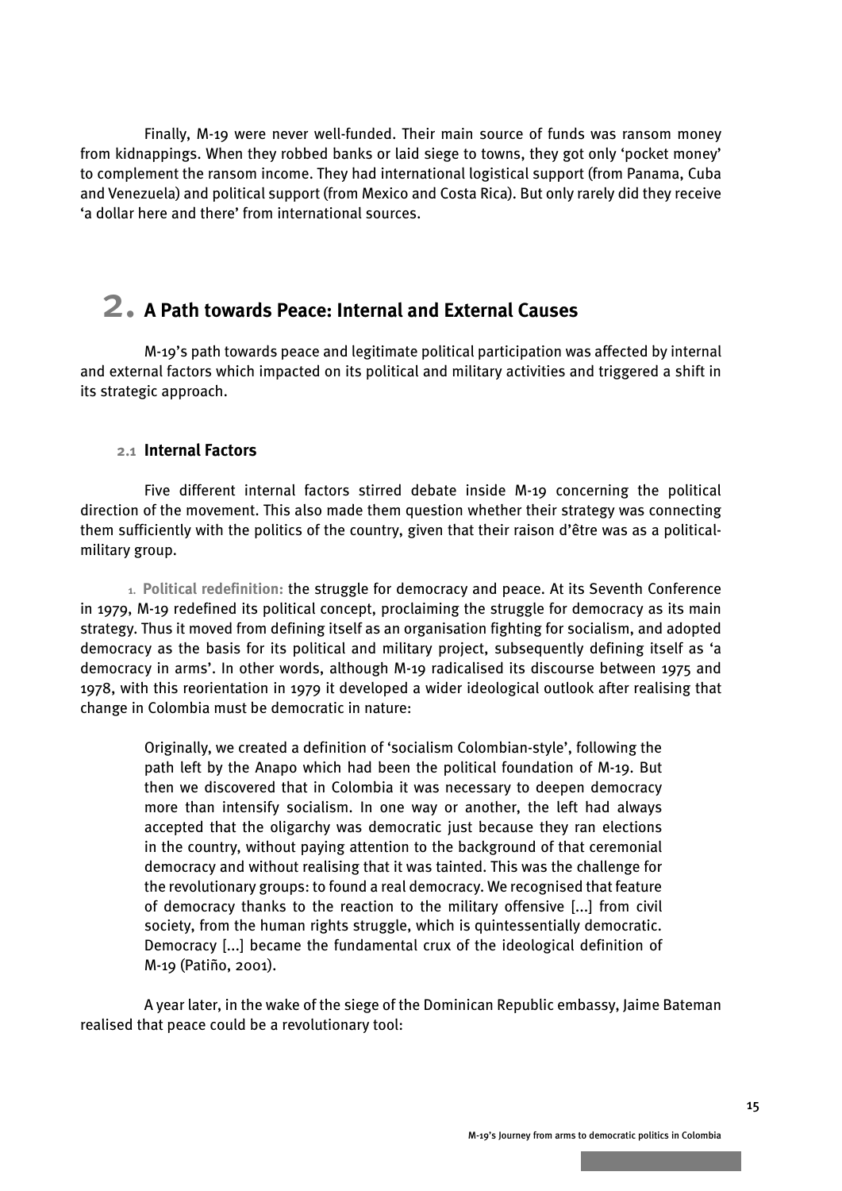Finally, M-19 were never well-funded. Their main source of funds was ransom money from kidnappings. When they robbed banks or laid siege to towns, they got only 'pocket money' to complement the ransom income. They had international logistical support (from Panama, Cuba and Venezuela) and political support (from Mexico and Costa Rica). But only rarely did they receive 'a dollar here and there' from international sources.

# 2. A Path towards Peace: Internal and External Causes

M-19's path towards peace and legitimate political participation was affected by internal and external factors which impacted on its political and military activities and triggered a shift in its strategic approach.

## 2.1 Internal Factors

Five different internal factors stirred debate inside M-19 concerning the political direction of the movement. This also made them question whether their strategy was connecting them sufficiently with the politics of the country, given that their raison d'être was as a political-military group.

1. **Political redefinition:** the struggle for democracy and peace. At its Seventh Conference in 1979, M-19 redefined its political concept, proclaiming the struggle for democracy as its main strategy. Thus it moved from defining itself as an organisation fighting for socialism, and adopted democracy as the basis for its political and military project, subsequently defining itself as 'a democracy in arms'. In other words, although M-19 radicalised its discourse between 1975 and 1978, with this reorientation in 1979 it developed a wider ideological outlook after realising that change in Colombia must be democratic in nature:

> Originally, we created a definition of 'socialism Colombian-style', following the path left by the Anapo which had been the political foundation of M-19. But then we discovered that in Colombia it was necessary to deepen democracy more than intensify socialism. In one way or another, the left had always accepted that the oligarchy was democratic just because they ran elections in the country, without paying attention to the background of that ceremonial democracy and without realising that it was tainted. This was the challenge for the revolutionary groups: to found a real democracy. We recognised that feature of democracy thanks to the reaction to the military offensive [...] from civil society, from the human rights struggle, which is quintessentially democratic. Democracy [...] became the fundamental crux of the ideological definition of M-19 (Patiño, 2001).

A year later, in the wake of the siege of the Dominican Republic embassy, Jaime Bateman realised that peace could be a revolutionary tool: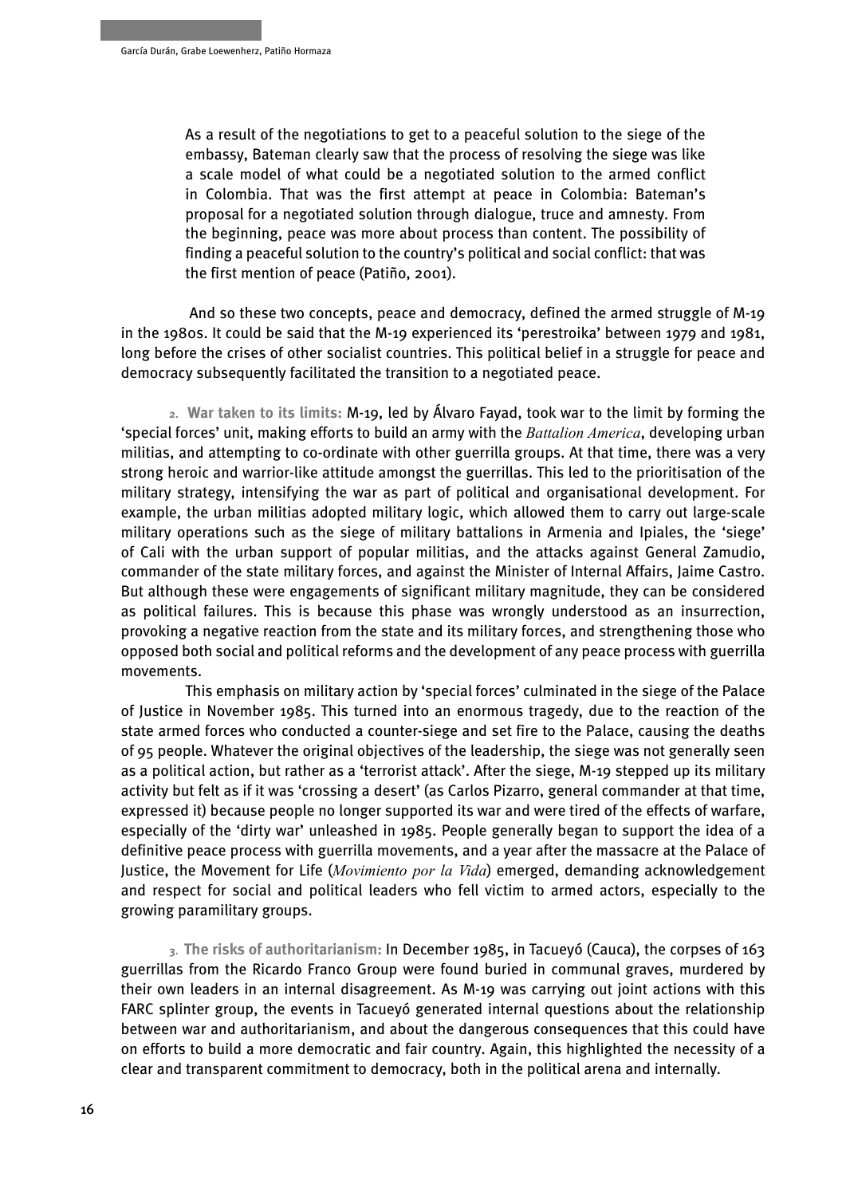> As a result of the negotiations to get to a peaceful solution to the siege of the embassy, Bateman clearly saw that the process of resolving the siege was like a scale model of what could be a negotiated solution to the armed conflict in Colombia. That was the first attempt at peace in Colombia: Bateman's proposal for a negotiated solution through dialogue, truce and amnesty. From the beginning, peace was more about process than content. The possibility of finding a peaceful solution to the country's political and social conflict: that was the first mention of peace (Patiño, 2001).

And so these two concepts, peace and democracy, defined the armed struggle of M-19 in the 1980s. It could be said that the M-19 experienced its 'perestroika' between 1979 and 1981, long before the crises of other socialist countries. This political belief in a struggle for peace and democracy subsequently facilitated the transition to a negotiated peace.

2. **War taken to its limits:** M-19, led by Álvaro Fayad, took war to the limit by forming the 'special forces' unit, making efforts to build an army with the *Battalion America*, developing urban militias, and attempting to co-ordinate with other guerrilla groups. At that time, there was a very strong heroic and warrior-like attitude amongst the guerrillas. This led to the prioritisation of the military strategy, intensifying the war as part of political and organisational development. For example, the urban militias adopted military logic, which allowed them to carry out large-scale military operations such as the siege of military battalions in Armenia and Ipiales, the 'siege' of Cali with the urban support of popular militias, and the attacks against General Zamudio, commander of the state military forces, and against the Minister of Internal Affairs, Jaime Castro. But although these were engagements of significant military magnitude, they can be considered as political failures. This is because this phase was wrongly understood as an insurrection, provoking a negative reaction from the state and its military forces, and strengthening those who opposed both social and political reforms and the development of any peace process with guerrilla movements.

This emphasis on military action by 'special forces' culminated in the siege of the Palace of Justice in November 1985. This turned into an enormous tragedy, due to the reaction of the state armed forces who conducted a counter-siege and set fire to the Palace, causing the deaths of 95 people. Whatever the original objectives of the leadership, the siege was not generally seen as a political action, but rather as a 'terrorist attack'. After the siege, M-19 stepped up its military activity but felt as if it was 'crossing a desert' (as Carlos Pizarro, general commander at that time, expressed it) because people no longer supported its war and were tired of the effects of warfare, especially of the 'dirty war' unleashed in 1985. People generally began to support the idea of a definitive peace process with guerrilla movements, and a year after the massacre at the Palace of Justice, the Movement for Life (*Movimiento por la Vida*) emerged, demanding acknowledgement and respect for social and political leaders who fell victim to armed actors, especially to the growing paramilitary groups.

3. **The risks of authoritarianism:** In December 1985, in Tacueyó (Cauca), the corpses of 163 guerrillas from the Ricardo Franco Group were found buried in communal graves, murdered by their own leaders in an internal disagreement. As M-19 was carrying out joint actions with this FARC splinter group, the events in Tacueyó generated internal questions about the relationship between war and authoritarianism, and about the dangerous consequences that this could have on efforts to build a more democratic and fair country. Again, this highlighted the necessity of a clear and transparent commitment to democracy, both in the political arena and internally.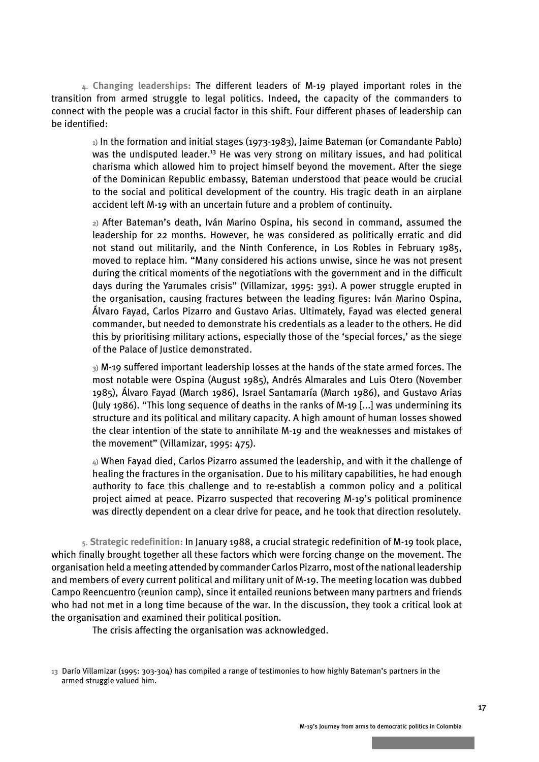4. **Changing leaderships:** The different leaders of M-19 played important roles in the transition from armed struggle to legal politics. Indeed, the capacity of the commanders to connect with the people was a crucial factor in this shift. Four different phases of leadership can be identified:

> 1) In the formation and initial stages (1973-1983), Jaime Bateman (or Comandante Pablo) was the undisputed leader.[13] He was very strong on military issues, and had political charisma which allowed him to project himself beyond the movement. After the siege of the Dominican Republic embassy, Bateman understood that peace would be crucial to the social and political development of the country. His tragic death in an airplane accident left M-19 with an uncertain future and a problem of continuity.
>
> 2) After Bateman's death, Iván Marino Ospina, his second in command, assumed the leadership for 22 months. However, he was considered as politically erratic and did not stand out militarily, and the Ninth Conference, in Los Robles in February 1985, moved to replace him. "Many considered his actions unwise, since he was not present during the critical moments of the negotiations with the government and in the difficult days during the Yarumales crisis" (Villamizar, 1995: 391). A power struggle erupted in the organisation, causing fractures between the leading figures: Iván Marino Ospina, Álvaro Fayad, Carlos Pizarro and Gustavo Arias. Ultimately, Fayad was elected general commander, but needed to demonstrate his credentials as a leader to the others. He did this by prioritising military actions, especially those of the 'special forces,' as the siege of the Palace of Justice demonstrated.
>
> 3) M-19 suffered important leadership losses at the hands of the state armed forces. The most notable were Ospina (August 1985), Andrés Almarales and Luis Otero (November 1985), Álvaro Fayad (March 1986), Israel Santamaría (March 1986), and Gustavo Arias (July 1986). "This long sequence of deaths in the ranks of M-19 [...] was undermining its structure and its political and military capacity. A high amount of human losses showed the clear intention of the state to annihilate M-19 and the weaknesses and mistakes of the movement" (Villamizar, 1995: 475).
>
> 4) When Fayad died, Carlos Pizarro assumed the leadership, and with it the challenge of healing the fractures in the organisation. Due to his military capabilities, he had enough authority to face this challenge and to re-establish a common policy and a political project aimed at peace. Pizarro suspected that recovering M-19's political prominence was directly dependent on a clear drive for peace, and he took that direction resolutely.

5. **Strategic redefinition:** In January 1988, a crucial strategic redefinition of M-19 took place, which finally brought together all these factors which were forcing change on the movement. The organisation held a meeting attended by commander Carlos Pizarro, most of the national leadership and members of every current political and military unit of M-19. The meeting location was dubbed Campo Reencuentro (reunion camp), since it entailed reunions between many partners and friends who had not met in a long time because of the war. In the discussion, they took a critical look at the organisation and examined their political position.

The crisis affecting the organisation was acknowledged.

[13] Darío Villamizar (1995: 303-304) has compiled a range of testimonies to how highly Bateman's partners in the armed struggle valued him.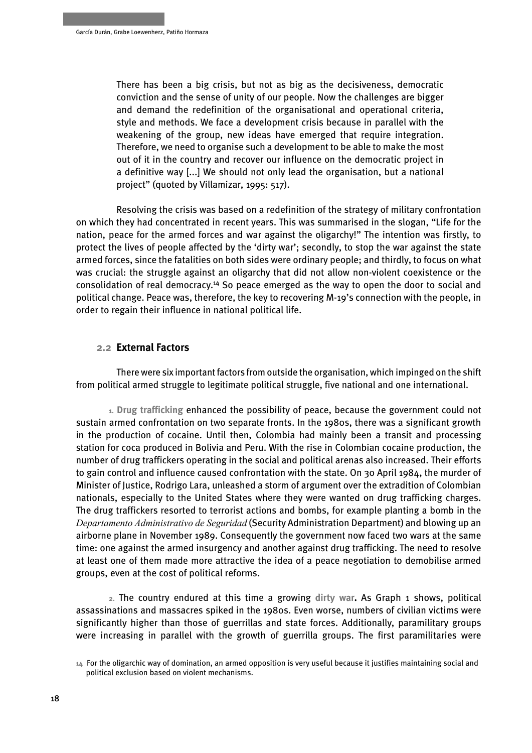> There has been a big crisis, but not as big as the decisiveness, democratic conviction and the sense of unity of our people. Now the challenges are bigger and demand the redefinition of the organisational and operational criteria, style and methods. We face a development crisis because in parallel with the weakening of the group, new ideas have emerged that require integration. Therefore, we need to organise such a development to be able to make the most out of it in the country and recover our influence on the democratic project in a definitive way [...] We should not only lead the organisation, but a national project" (quoted by Villamizar, 1995: 517).

Resolving the crisis was based on a redefinition of the strategy of military confrontation on which they had concentrated in recent years. This was summarised in the slogan, "Life for the nation, peace for the armed forces and war against the oligarchy!" The intention was firstly, to protect the lives of people affected by the 'dirty war'; secondly, to stop the war against the state armed forces, since the fatalities on both sides were ordinary people; and thirdly, to focus on what was crucial: the struggle against an oligarchy that did not allow non-violent coexistence or the consolidation of real democracy.[14] So peace emerged as the way to open the door to social and political change. Peace was, therefore, the key to recovering M-19's connection with the people, in order to regain their influence in national political life.

## 2.2 External Factors

There were six important factors from outside the organisation, which impinged on the shift from political armed struggle to legitimate political struggle, five national and one international.

1. **Drug trafficking** enhanced the possibility of peace, because the government could not sustain armed confrontation on two separate fronts. In the 1980s, there was a significant growth in the production of cocaine. Until then, Colombia had mainly been a transit and processing station for coca produced in Bolivia and Peru. With the rise in Colombian cocaine production, the number of drug traffickers operating in the social and political arenas also increased. Their efforts to gain control and influence caused confrontation with the state. On 30 April 1984, the murder of Minister of Justice, Rodrigo Lara, unleashed a storm of argument over the extradition of Colombian nationals, especially to the United States where they were wanted on drug trafficking charges. The drug traffickers resorted to terrorist actions and bombs, for example planting a bomb in the *Departamento Administrativo de Seguridad* (Security Administration Department) and blowing up an airborne plane in November 1989. Consequently the government now faced two wars at the same time: one against the armed insurgency and another against drug trafficking. The need to resolve at least one of them made more attractive the idea of a peace negotiation to demobilise armed groups, even at the cost of political reforms.

2. The country endured at this time a growing **dirty war**. As Graph 1 shows, political assassinations and massacres spiked in the 1980s. Even worse, numbers of civilian victims were significantly higher than those of guerrillas and state forces. Additionally, paramilitary groups were increasing in parallel with the growth of guerrilla groups. The first paramilitaries were

[14] For the oligarchic way of domination, an armed opposition is very useful because it justifies maintaining social and political exclusion based on violent mechanisms.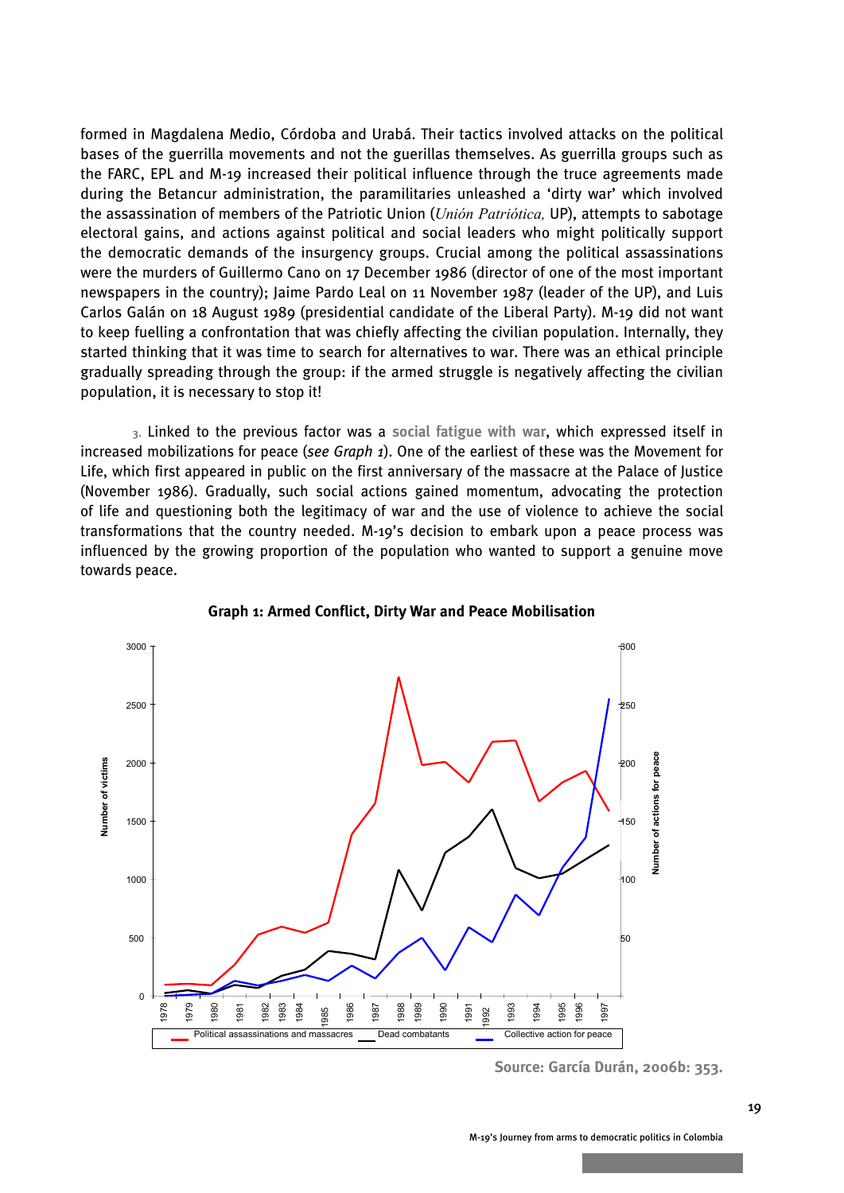formed in Magdalena Medio, Córdoba and Urabá. Their tactics involved attacks on the political bases of the guerrilla movements and not the guerillas themselves. As guerrilla groups such as the FARC, EPL and M-19 increased their political influence through the truce agreements made during the Betancur administration, the paramilitaries unleashed a 'dirty war' which involved the assassination of members of the Patriotic Union (*Unión Patriótica,* UP), attempts to sabotage electoral gains, and actions against political and social leaders who might politically support the democratic demands of the insurgency groups. Crucial among the political assassinations were the murders of Guillermo Cano on 17 December 1986 (director of one of the most important newspapers in the country); Jaime Pardo Leal on 11 November 1987 (leader of the UP), and Luis Carlos Galán on 18 August 1989 (presidential candidate of the Liberal Party). M-19 did not want to keep fuelling a confrontation that was chiefly affecting the civilian population. Internally, they started thinking that it was time to search for alternatives to war. There was an ethical principle gradually spreading through the group: if the armed struggle is negatively affecting the civilian population, it is necessary to stop it!

3. Linked to the previous factor was a **social fatigue with war**, which expressed itself in increased mobilizations for peace (*see Graph 1*). One of the earliest of these was the Movement for Life, which first appeared in public on the first anniversary of the massacre at the Palace of Justice (November 1986). Gradually, such social actions gained momentum, advocating the protection of life and questioning both the legitimacy of war and the use of violence to achieve the social transformations that the country needed. M-19's decision to embark upon a peace process was influenced by the growing proportion of the population who wanted to support a genuine move towards peace.

**Graph 1: Armed Conflict, Dirty War and Peace Mobilisation**

Source: García Durán, 2006b: 353.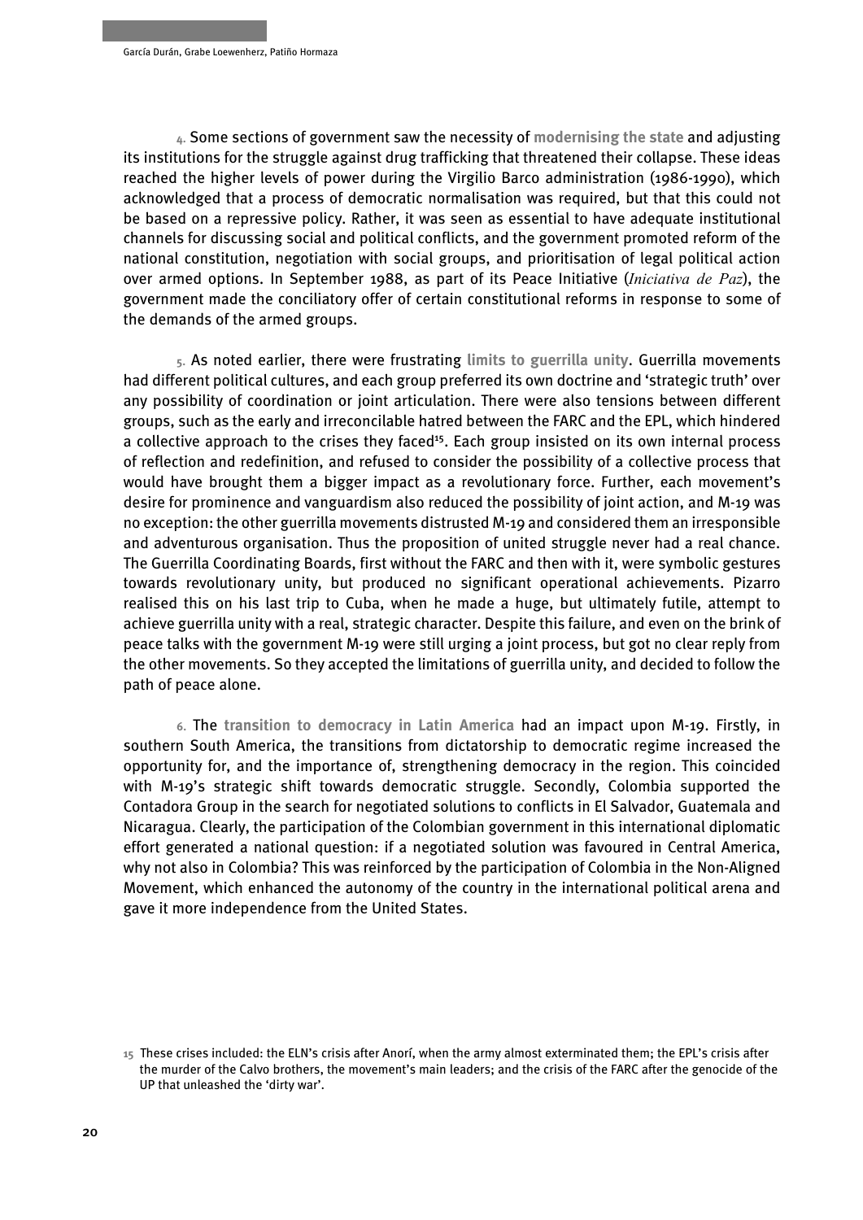4. Some sections of government saw the necessity of **modernising the state** and adjusting its institutions for the struggle against drug trafficking that threatened their collapse. These ideas reached the higher levels of power during the Virgilio Barco administration (1986-1990), which acknowledged that a process of democratic normalisation was required, but that this could not be based on a repressive policy. Rather, it was seen as essential to have adequate institutional channels for discussing social and political conflicts, and the government promoted reform of the national constitution, negotiation with social groups, and prioritisation of legal political action over armed options. In September 1988, as part of its Peace Initiative (*Iniciativa de Paz*), the government made the conciliatory offer of certain constitutional reforms in response to some of the demands of the armed groups.

5. As noted earlier, there were frustrating **limits to guerrilla unity**. Guerrilla movements had different political cultures, and each group preferred its own doctrine and 'strategic truth' over any possibility of coordination or joint articulation. There were also tensions between different groups, such as the early and irreconcilable hatred between the FARC and the EPL, which hindered a collective approach to the crises they faced[15]. Each group insisted on its own internal process of reflection and redefinition, and refused to consider the possibility of a collective process that would have brought them a bigger impact as a revolutionary force. Further, each movement's desire for prominence and vanguardism also reduced the possibility of joint action, and M-19 was no exception: the other guerrilla movements distrusted M-19 and considered them an irresponsible and adventurous organisation. Thus the proposition of united struggle never had a real chance. The Guerrilla Coordinating Boards, first without the FARC and then with it, were symbolic gestures towards revolutionary unity, but produced no significant operational achievements. Pizarro realised this on his last trip to Cuba, when he made a huge, but ultimately futile, attempt to achieve guerrilla unity with a real, strategic character. Despite this failure, and even on the brink of peace talks with the government M-19 were still urging a joint process, but got no clear reply from the other movements. So they accepted the limitations of guerrilla unity, and decided to follow the path of peace alone.

6. The **transition to democracy in Latin America** had an impact upon M-19. Firstly, in southern South America, the transitions from dictatorship to democratic regime increased the opportunity for, and the importance of, strengthening democracy in the region. This coincided with M-19's strategic shift towards democratic struggle. Secondly, Colombia supported the Contadora Group in the search for negotiated solutions to conflicts in El Salvador, Guatemala and Nicaragua. Clearly, the participation of the Colombian government in this international diplomatic effort generated a national question: if a negotiated solution was favoured in Central America, why not also in Colombia? This was reinforced by the participation of Colombia in the Non-Aligned Movement, which enhanced the autonomy of the country in the international political arena and gave it more independence from the United States.

15 These crises included: the ELN's crisis after Anorí, when the army almost exterminated them; the EPL's crisis after the murder of the Calvo brothers, the movement's main leaders; and the crisis of the FARC after the genocide of the UP that unleashed the 'dirty war'.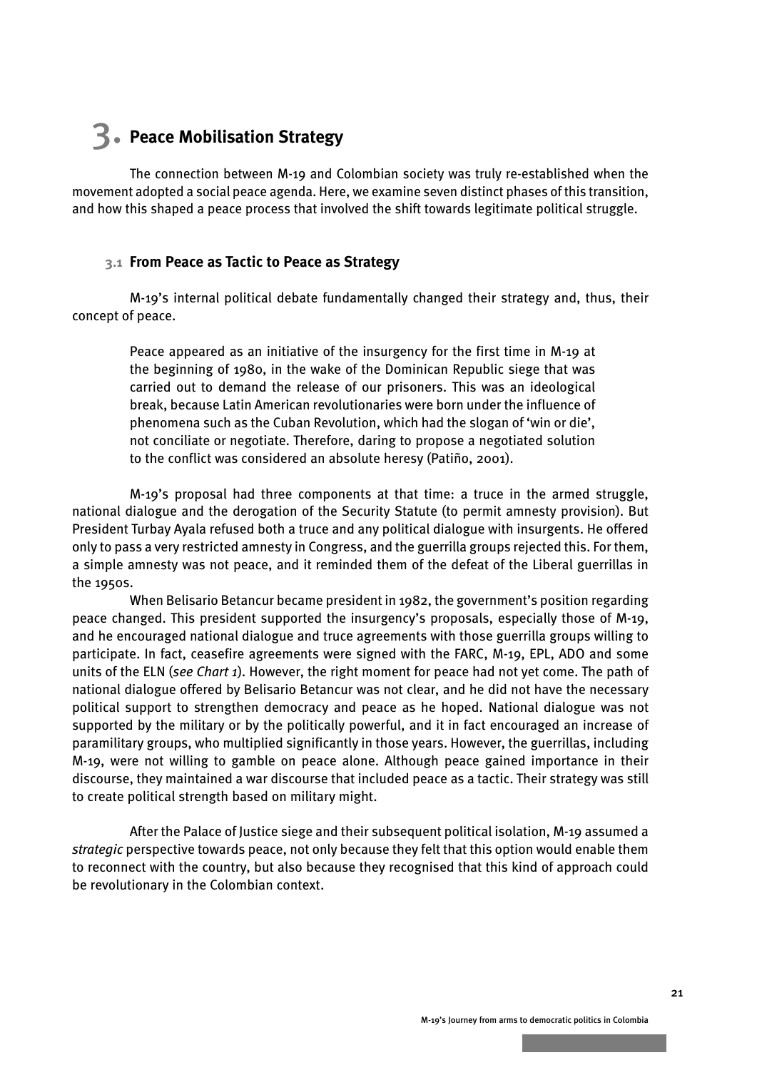# 3. Peace Mobilisation Strategy

The connection between M-19 and Colombian society was truly re-established when the movement adopted a social peace agenda. Here, we examine seven distinct phases of this transition, and how this shaped a peace process that involved the shift towards legitimate political struggle.

## 3.1 From Peace as Tactic to Peace as Strategy

M-19's internal political debate fundamentally changed their strategy and, thus, their concept of peace.

> Peace appeared as an initiative of the insurgency for the first time in M-19 at the beginning of 1980, in the wake of the Dominican Republic siege that was carried out to demand the release of our prisoners. This was an ideological break, because Latin American revolutionaries were born under the influence of phenomena such as the Cuban Revolution, which had the slogan of 'win or die', not conciliate or negotiate. Therefore, daring to propose a negotiated solution to the conflict was considered an absolute heresy (Patiño, 2001).

M-19's proposal had three components at that time: a truce in the armed struggle, national dialogue and the derogation of the Security Statute (to permit amnesty provision). But President Turbay Ayala refused both a truce and any political dialogue with insurgents. He offered only to pass a very restricted amnesty in Congress, and the guerrilla groups rejected this. For them, a simple amnesty was not peace, and it reminded them of the defeat of the Liberal guerrillas in the 1950s.

When Belisario Betancur became president in 1982, the government's position regarding peace changed. This president supported the insurgency's proposals, especially those of M-19, and he encouraged national dialogue and truce agreements with those guerrilla groups willing to participate. In fact, ceasefire agreements were signed with the FARC, M-19, EPL, ADO and some units of the ELN (*see Chart 1*). However, the right moment for peace had not yet come. The path of national dialogue offered by Belisario Betancur was not clear, and he did not have the necessary political support to strengthen democracy and peace as he hoped. National dialogue was not supported by the military or by the politically powerful, and it in fact encouraged an increase of paramilitary groups, who multiplied significantly in those years. However, the guerrillas, including M-19, were not willing to gamble on peace alone. Although peace gained importance in their discourse, they maintained a war discourse that included peace as a tactic. Their strategy was still to create political strength based on military might.

After the Palace of Justice siege and their subsequent political isolation, M-19 assumed a *strategic* perspective towards peace, not only because they felt that this option would enable them to reconnect with the country, but also because they recognised that this kind of approach could be revolutionary in the Colombian context.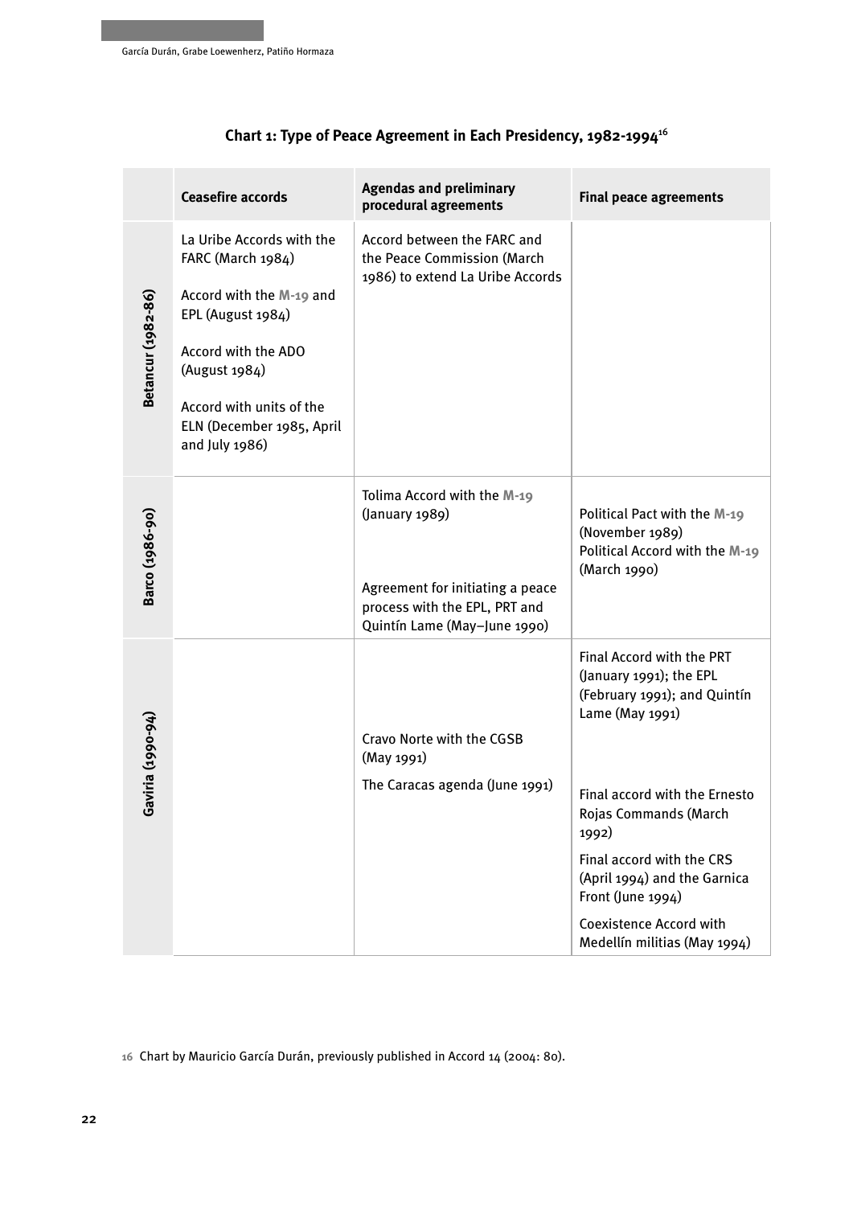**Chart 1: Type of Peace Agreement in Each Presidency, 1982-1994**[16]

| | Ceasefire accords | Agendas and preliminary procedural agreements | Final peace agreements |
|---|---|---|---|
| **Betancur (1982-86)** | La Uribe Accords with the FARC (March 1984)<br><br>Accord with the M-19 and EPL (August 1984)<br><br>Accord with the ADO (August 1984)<br><br>Accord with units of the ELN (December 1985, April and July 1986) | Accord between the FARC and the Peace Commission (March 1986) to extend La Uribe Accords | |
| **Barco (1986-90)** | | Tolima Accord with the M-19 (January 1989)<br><br>Agreement for initiating a peace process with the EPL, PRT and Quintín Lame (May–June 1990) | Political Pact with the M-19 (November 1989)<br>Political Accord with the M-19 (March 1990) |
| **Gaviria (1990-94)** | | Cravo Norte with the CGSB (May 1991)<br><br>The Caracas agenda (June 1991) | Final Accord with the PRT (January 1991); the EPL (February 1991); and Quintín Lame (May 1991)<br><br>Final accord with the Ernesto Rojas Commands (March 1992)<br><br>Final accord with the CRS (April 1994) and the Garnica Front (June 1994)<br><br>Coexistence Accord with Medellín militias (May 1994) |

16 Chart by Mauricio García Durán, previously published in Accord 14 (2004: 80).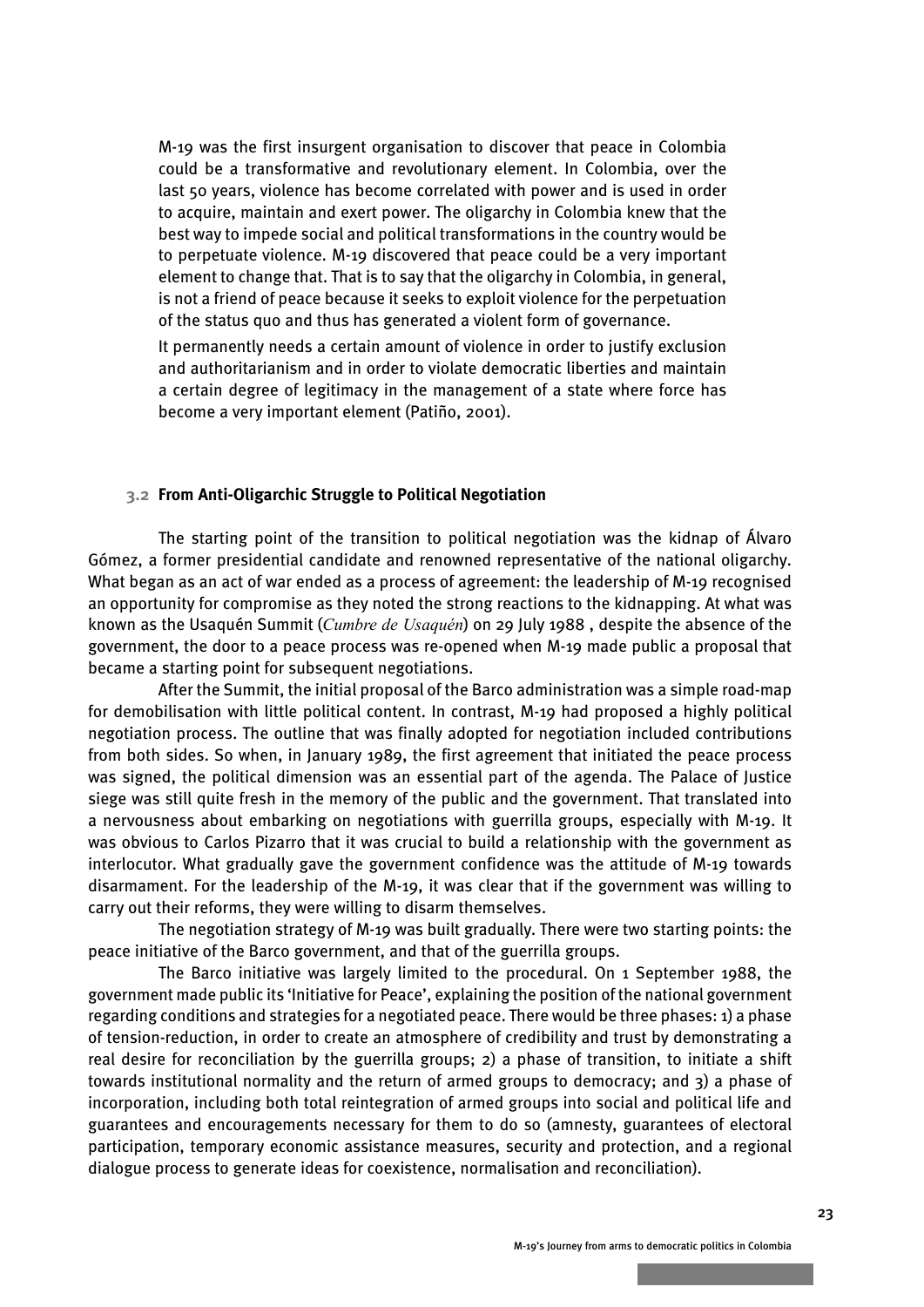> M-19 was the first insurgent organisation to discover that peace in Colombia could be a transformative and revolutionary element. In Colombia, over the last 50 years, violence has become correlated with power and is used in order to acquire, maintain and exert power. The oligarchy in Colombia knew that the best way to impede social and political transformations in the country would be to perpetuate violence. M-19 discovered that peace could be a very important element to change that. That is to say that the oligarchy in Colombia, in general, is not a friend of peace because it seeks to exploit violence for the perpetuation of the status quo and thus has generated a violent form of governance.
>
> It permanently needs a certain amount of violence in order to justify exclusion and authoritarianism and in order to violate democratic liberties and maintain a certain degree of legitimacy in the management of a state where force has become a very important element (Patiño, 2001).

### 3.2 From Anti-Oligarchic Struggle to Political Negotiation

The starting point of the transition to political negotiation was the kidnap of Álvaro Gómez, a former presidential candidate and renowned representative of the national oligarchy. What began as an act of war ended as a process of agreement: the leadership of M-19 recognised an opportunity for compromise as they noted the strong reactions to the kidnapping. At what was known as the Usaquén Summit (*Cumbre de Usaquén*) on 29 July 1988 , despite the absence of the government, the door to a peace process was re-opened when M-19 made public a proposal that became a starting point for subsequent negotiations.

After the Summit, the initial proposal of the Barco administration was a simple road-map for demobilisation with little political content. In contrast, M-19 had proposed a highly political negotiation process. The outline that was finally adopted for negotiation included contributions from both sides. So when, in January 1989, the first agreement that initiated the peace process was signed, the political dimension was an essential part of the agenda. The Palace of Justice siege was still quite fresh in the memory of the public and the government. That translated into a nervousness about embarking on negotiations with guerrilla groups, especially with M-19. It was obvious to Carlos Pizarro that it was crucial to build a relationship with the government as interlocutor. What gradually gave the government confidence was the attitude of M-19 towards disarmament. For the leadership of the M-19, it was clear that if the government was willing to carry out their reforms, they were willing to disarm themselves.

The negotiation strategy of M-19 was built gradually. There were two starting points: the peace initiative of the Barco government, and that of the guerrilla groups.

The Barco initiative was largely limited to the procedural. On 1 September 1988, the government made public its 'Initiative for Peace', explaining the position of the national government regarding conditions and strategies for a negotiated peace. There would be three phases: 1) a phase of tension-reduction, in order to create an atmosphere of credibility and trust by demonstrating a real desire for reconciliation by the guerrilla groups; 2) a phase of transition, to initiate a shift towards institutional normality and the return of armed groups to democracy; and 3) a phase of incorporation, including both total reintegration of armed groups into social and political life and guarantees and encouragements necessary for them to do so (amnesty, guarantees of electoral participation, temporary economic assistance measures, security and protection, and a regional dialogue process to generate ideas for coexistence, normalisation and reconciliation).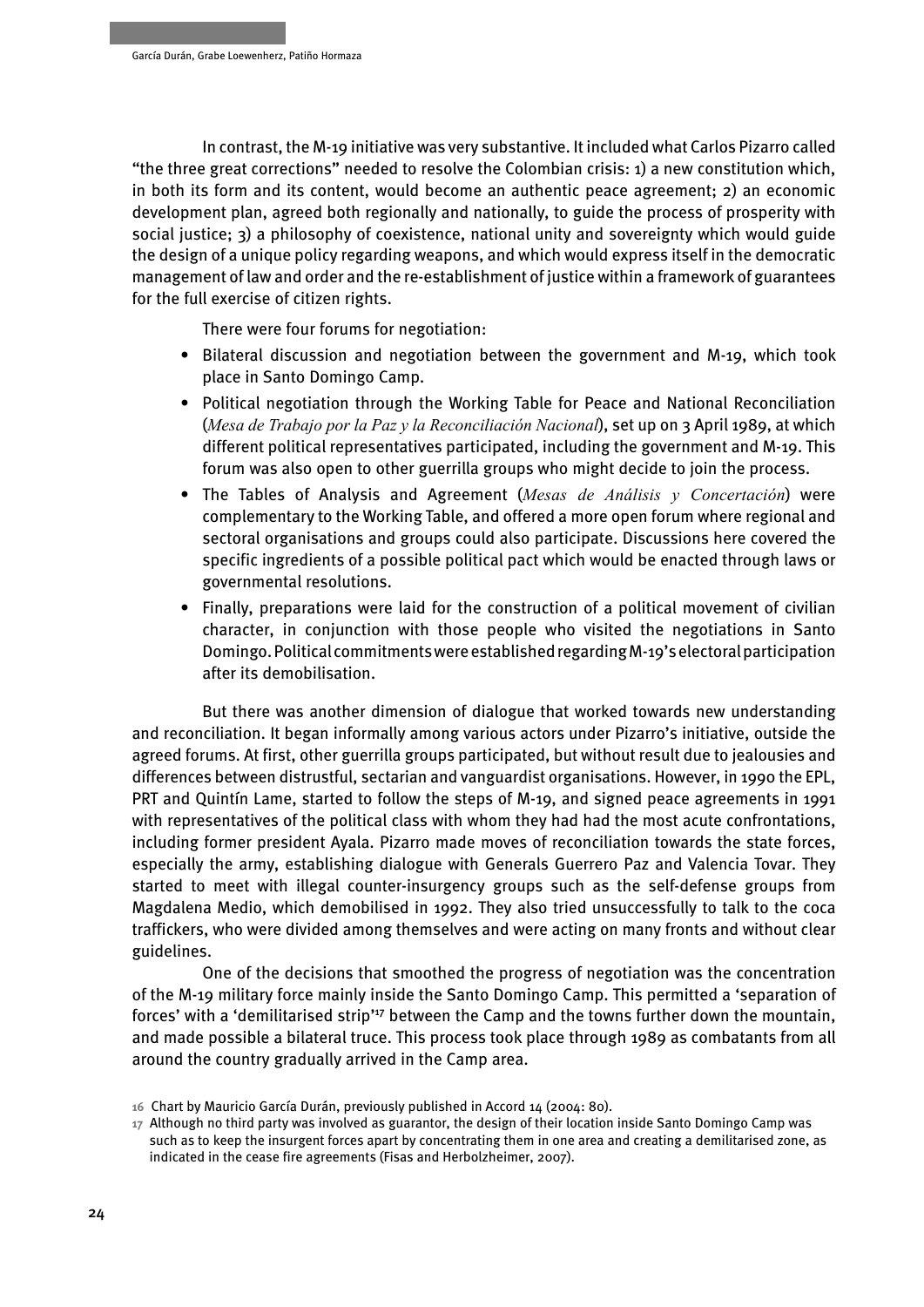In contrast, the M-19 initiative was very substantive. It included what Carlos Pizarro called "the three great corrections" needed to resolve the Colombian crisis: 1) a new constitution which, in both its form and its content, would become an authentic peace agreement; 2) an economic development plan, agreed both regionally and nationally, to guide the process of prosperity with social justice; 3) a philosophy of coexistence, national unity and sovereignty which would guide the design of a unique policy regarding weapons, and which would express itself in the democratic management of law and order and the re-establishment of justice within a framework of guarantees for the full exercise of citizen rights.

There were four forums for negotiation:

- Bilateral discussion and negotiation between the government and M-19, which took place in Santo Domingo Camp.
- Political negotiation through the Working Table for Peace and National Reconciliation (*Mesa de Trabajo por la Paz y la Reconciliación Nacional*), set up on 3 April 1989, at which different political representatives participated, including the government and M-19. This forum was also open to other guerrilla groups who might decide to join the process.
- The Tables of Analysis and Agreement (*Mesas de Análisis y Concertación*) were complementary to the Working Table, and offered a more open forum where regional and sectoral organisations and groups could also participate. Discussions here covered the specific ingredients of a possible political pact which would be enacted through laws or governmental resolutions.
- Finally, preparations were laid for the construction of a political movement of civilian character, in conjunction with those people who visited the negotiations in Santo Domingo. Political commitments were established regarding M-19's electoral participation after its demobilisation.

But there was another dimension of dialogue that worked towards new understanding and reconciliation. It began informally among various actors under Pizarro's initiative, outside the agreed forums. At first, other guerrilla groups participated, but without result due to jealousies and differences between distrustful, sectarian and vanguardist organisations. However, in 1990 the EPL, PRT and Quintín Lame, started to follow the steps of M-19, and signed peace agreements in 1991 with representatives of the political class with whom they had had the most acute confrontations, including former president Ayala. Pizarro made moves of reconciliation towards the state forces, especially the army, establishing dialogue with Generals Guerrero Paz and Valencia Tovar. They started to meet with illegal counter-insurgency groups such as the self-defense groups from Magdalena Medio, which demobilised in 1992. They also tried unsuccessfully to talk to the coca traffickers, who were divided among themselves and were acting on many fronts and without clear guidelines.

One of the decisions that smoothed the progress of negotiation was the concentration of the M-19 military force mainly inside the Santo Domingo Camp. This permitted a 'separation of forces' with a 'demilitarised strip'[17] between the Camp and the towns further down the mountain, and made possible a bilateral truce. This process took place through 1989 as combatants from all around the country gradually arrived in the Camp area.

---

16 Chart by Mauricio García Durán, previously published in Accord 14 (2004: 80).

17 Although no third party was involved as guarantor, the design of their location inside Santo Domingo Camp was such as to keep the insurgent forces apart by concentrating them in one area and creating a demilitarised zone, as indicated in the cease fire agreements (Fisas and Herbolzheimer, 2007).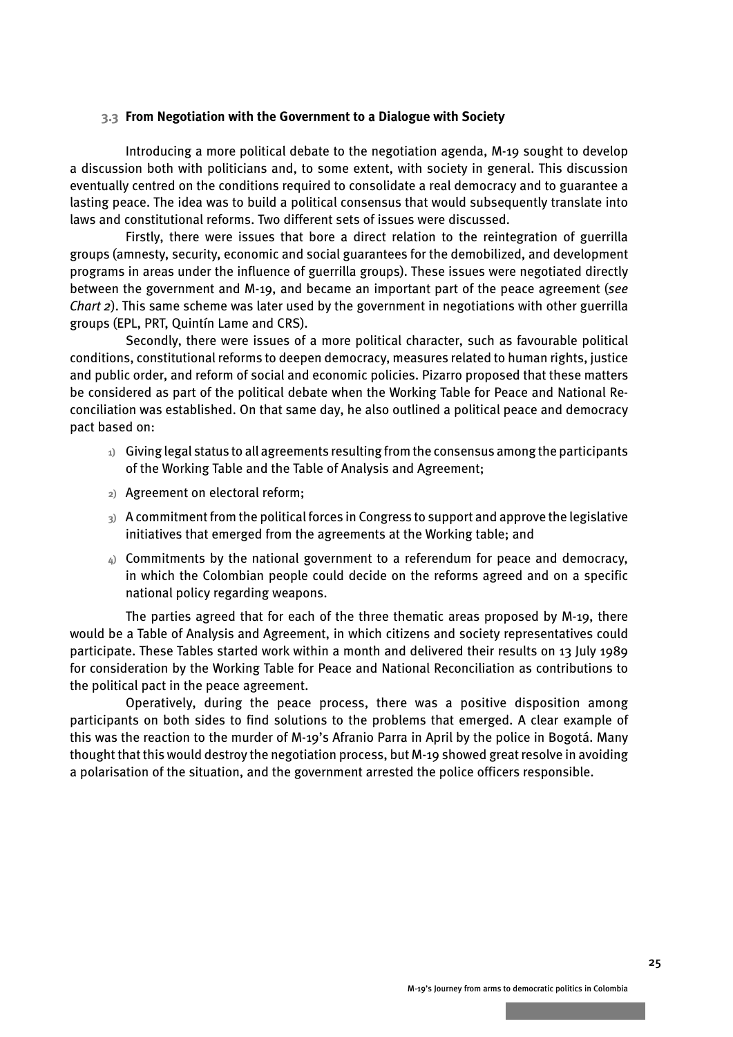### 3.3 From Negotiation with the Government to a Dialogue with Society

Introducing a more political debate to the negotiation agenda, M-19 sought to develop a discussion both with politicians and, to some extent, with society in general. This discussion eventually centred on the conditions required to consolidate a real democracy and to guarantee a lasting peace. The idea was to build a political consensus that would subsequently translate into laws and constitutional reforms. Two different sets of issues were discussed.

Firstly, there were issues that bore a direct relation to the reintegration of guerrilla groups (amnesty, security, economic and social guarantees for the demobilized, and development programs in areas under the influence of guerrilla groups). These issues were negotiated directly between the government and M-19, and became an important part of the peace agreement (*see Chart 2*). This same scheme was later used by the government in negotiations with other guerrilla groups (EPL, PRT, Quintín Lame and CRS).

Secondly, there were issues of a more political character, such as favourable political conditions, constitutional reforms to deepen democracy, measures related to human rights, justice and public order, and reform of social and economic policies. Pizarro proposed that these matters be considered as part of the political debate when the Working Table for Peace and National Reconciliation was established. On that same day, he also outlined a political peace and democracy pact based on:

1) Giving legal status to all agreements resulting from the consensus among the participants of the Working Table and the Table of Analysis and Agreement;
2) Agreement on electoral reform;
3) A commitment from the political forces in Congress to support and approve the legislative initiatives that emerged from the agreements at the Working table; and
4) Commitments by the national government to a referendum for peace and democracy, in which the Colombian people could decide on the reforms agreed and on a specific national policy regarding weapons.

The parties agreed that for each of the three thematic areas proposed by M-19, there would be a Table of Analysis and Agreement, in which citizens and society representatives could participate. These Tables started work within a month and delivered their results on 13 July 1989 for consideration by the Working Table for Peace and National Reconciliation as contributions to the political pact in the peace agreement.

Operatively, during the peace process, there was a positive disposition among participants on both sides to find solutions to the problems that emerged. A clear example of this was the reaction to the murder of M-19's Afranio Parra in April by the police in Bogotá. Many thought that this would destroy the negotiation process, but M-19 showed great resolve in avoiding a polarisation of the situation, and the government arrested the police officers responsible.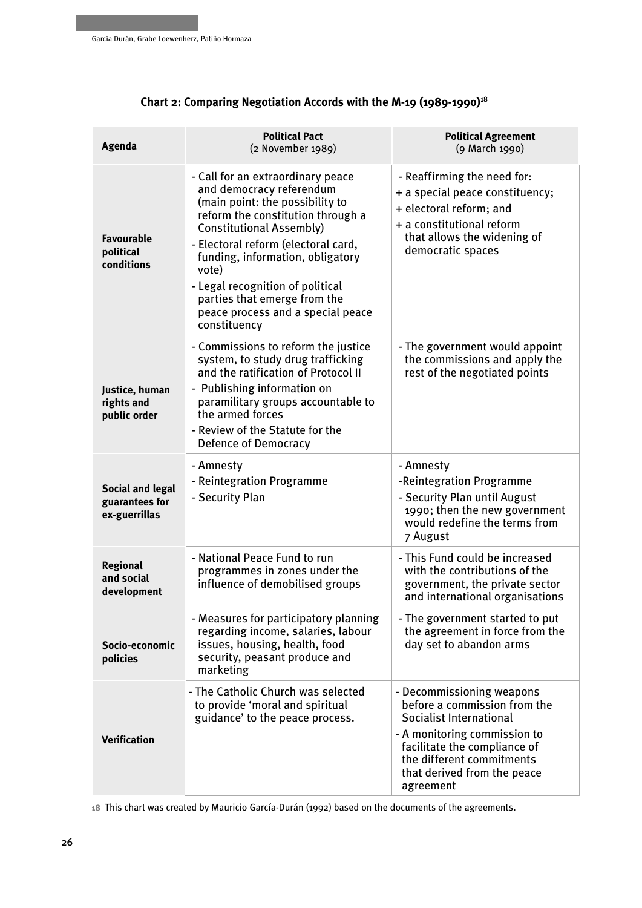### Chart 2: Comparing Negotiation Accords with the M-19 (1989-1990)[18]

| Agenda | Political Pact (2 November 1989) | Political Agreement (9 March 1990) |
|---|---|---|
| **Favourable political conditions** | - Call for an extraordinary peace and democracy referendum (main point: the possibility to reform the constitution through a Constitutional Assembly)<br>- Electoral reform (electoral card, funding, information, obligatory vote)<br>- Legal recognition of political parties that emerge from the peace process and a special peace constituency | - Reaffirming the need for:<br>+ a special peace constituency;<br>+ electoral reform; and<br>+ a constitutional reform that allows the widening of democratic spaces |
| **Justice, human rights and public order** | - Commissions to reform the justice system, to study drug trafficking and the ratification of Protocol II<br>- Publishing information on paramilitary groups accountable to the armed forces<br>- Review of the Statute for the Defence of Democracy | - The government would appoint the commissions and apply the rest of the negotiated points |
| **Social and legal guarantees for ex-guerrillas** | - Amnesty<br>- Reintegration Programme<br>- Security Plan | - Amnesty<br>-Reintegration Programme<br>- Security Plan until August 1990; then the new government would redefine the terms from 7 August |
| **Regional and social development** | - National Peace Fund to run programmes in zones under the influence of demobilised groups | - This Fund could be increased with the contributions of the government, the private sector and international organisations |
| **Socio-economic policies** | - Measures for participatory planning regarding income, salaries, labour issues, housing, health, food security, peasant produce and marketing | - The government started to put the agreement in force from the day set to abandon arms |
| **Verification** | - The Catholic Church was selected to provide 'moral and spiritual guidance' to the peace process. | - Decommissioning weapons before a commission from the Socialist International<br>- A monitoring commission to facilitate the compliance of the different commitments that derived from the peace agreement |

18 This chart was created by Mauricio García-Durán (1992) based on the documents of the agreements.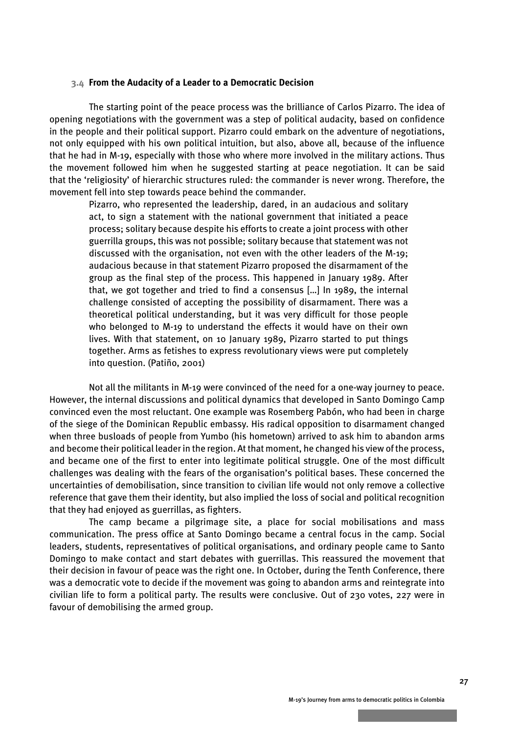### 3.4 From the Audacity of a Leader to a Democratic Decision

The starting point of the peace process was the brilliance of Carlos Pizarro. The idea of opening negotiations with the government was a step of political audacity, based on confidence in the people and their political support. Pizarro could embark on the adventure of negotiations, not only equipped with his own political intuition, but also, above all, because of the influence that he had in M-19, especially with those who where more involved in the military actions. Thus the movement followed him when he suggested starting at peace negotiation. It can be said that the 'religiosity' of hierarchic structures ruled: the commander is never wrong. Therefore, the movement fell into step towards peace behind the commander.

> Pizarro, who represented the leadership, dared, in an audacious and solitary act, to sign a statement with the national government that initiated a peace process; solitary because despite his efforts to create a joint process with other guerrilla groups, this was not possible; solitary because that statement was not discussed with the organisation, not even with the other leaders of the M-19; audacious because in that statement Pizarro proposed the disarmament of the group as the final step of the process. This happened in January 1989. After that, we got together and tried to find a consensus [...] In 1989, the internal challenge consisted of accepting the possibility of disarmament. There was a theoretical political understanding, but it was very difficult for those people who belonged to M-19 to understand the effects it would have on their own lives. With that statement, on 10 January 1989, Pizarro started to put things together. Arms as fetishes to express revolutionary views were put completely into question. (Patiño, 2001)

Not all the militants in M-19 were convinced of the need for a one-way journey to peace. However, the internal discussions and political dynamics that developed in Santo Domingo Camp convinced even the most reluctant. One example was Rosemberg Pabón, who had been in charge of the siege of the Dominican Republic embassy. His radical opposition to disarmament changed when three busloads of people from Yumbo (his hometown) arrived to ask him to abandon arms and become their political leader in the region. At that moment, he changed his view of the process, and became one of the first to enter into legitimate political struggle. One of the most difficult challenges was dealing with the fears of the organisation's political bases. These concerned the uncertainties of demobilisation, since transition to civilian life would not only remove a collective reference that gave them their identity, but also implied the loss of social and political recognition that they had enjoyed as guerrillas, as fighters.

The camp became a pilgrimage site, a place for social mobilisations and mass communication. The press office at Santo Domingo became a central focus in the camp. Social leaders, students, representatives of political organisations, and ordinary people came to Santo Domingo to make contact and start debates with guerrillas. This reassured the movement that their decision in favour of peace was the right one. In October, during the Tenth Conference, there was a democratic vote to decide if the movement was going to abandon arms and reintegrate into civilian life to form a political party. The results were conclusive. Out of 230 votes, 227 were in favour of demobilising the armed group.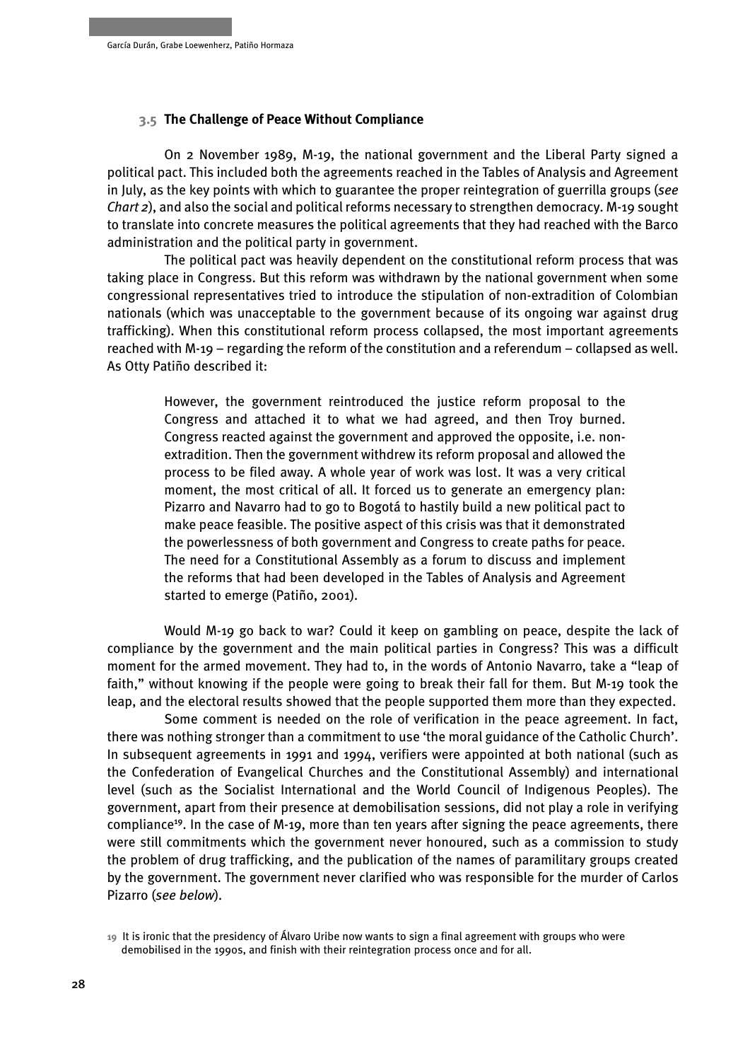### 3.5 The Challenge of Peace Without Compliance

On 2 November 1989, M-19, the national government and the Liberal Party signed a political pact. This included both the agreements reached in the Tables of Analysis and Agreement in July, as the key points with which to guarantee the proper reintegration of guerrilla groups (*see Chart 2*), and also the social and political reforms necessary to strengthen democracy. M-19 sought to translate into concrete measures the political agreements that they had reached with the Barco administration and the political party in government.

The political pact was heavily dependent on the constitutional reform process that was taking place in Congress. But this reform was withdrawn by the national government when some congressional representatives tried to introduce the stipulation of non-extradition of Colombian nationals (which was unacceptable to the government because of its ongoing war against drug trafficking). When this constitutional reform process collapsed, the most important agreements reached with M-19 – regarding the reform of the constitution and a referendum – collapsed as well. As Otty Patiño described it:

> However, the government reintroduced the justice reform proposal to the Congress and attached it to what we had agreed, and then Troy burned. Congress reacted against the government and approved the opposite, i.e. non-extradition. Then the government withdrew its reform proposal and allowed the process to be filed away. A whole year of work was lost. It was a very critical moment, the most critical of all. It forced us to generate an emergency plan: Pizarro and Navarro had to go to Bogotá to hastily build a new political pact to make peace feasible. The positive aspect of this crisis was that it demonstrated the powerlessness of both government and Congress to create paths for peace. The need for a Constitutional Assembly as a forum to discuss and implement the reforms that had been developed in the Tables of Analysis and Agreement started to emerge (Patiño, 2001).

Would M-19 go back to war? Could it keep on gambling on peace, despite the lack of compliance by the government and the main political parties in Congress? This was a difficult moment for the armed movement. They had to, in the words of Antonio Navarro, take a "leap of faith," without knowing if the people were going to break their fall for them. But M-19 took the leap, and the electoral results showed that the people supported them more than they expected.

Some comment is needed on the role of verification in the peace agreement. In fact, there was nothing stronger than a commitment to use 'the moral guidance of the Catholic Church'. In subsequent agreements in 1991 and 1994, verifiers were appointed at both national (such as the Confederation of Evangelical Churches and the Constitutional Assembly) and international level (such as the Socialist International and the World Council of Indigenous Peoples). The government, apart from their presence at demobilisation sessions, did not play a role in verifying compliance[19]. In the case of M-19, more than ten years after signing the peace agreements, there were still commitments which the government never honoured, such as a commission to study the problem of drug trafficking, and the publication of the names of paramilitary groups created by the government. The government never clarified who was responsible for the murder of Carlos Pizarro (*see below*).

[19] It is ironic that the presidency of Álvaro Uribe now wants to sign a final agreement with groups who were demobilised in the 1990s, and finish with their reintegration process once and for all.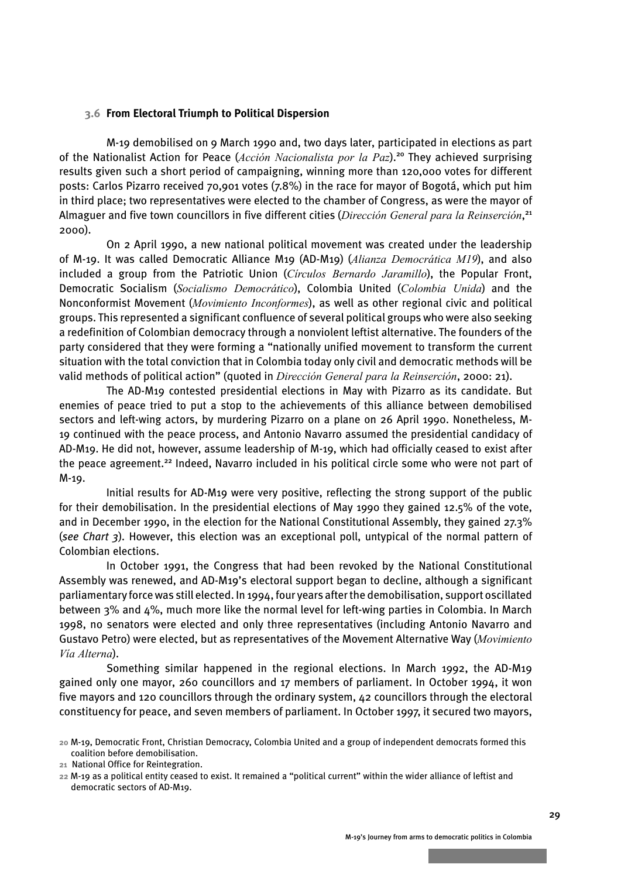### 3.6 From Electoral Triumph to Political Dispersion

M-19 demobilised on 9 March 1990 and, two days later, participated in elections as part of the Nationalist Action for Peace (*Acción Nacionalista por la Paz*).[20] They achieved surprising results given such a short period of campaigning, winning more than 120,000 votes for different posts: Carlos Pizarro received 70,901 votes (7.8%) in the race for mayor of Bogotá, which put him in third place; two representatives were elected to the chamber of Congress, as were the mayor of Almaguer and five town councillors in five different cities (*Dirección General para la Reinserción*,[21] 2000).

On 2 April 1990, a new national political movement was created under the leadership of M-19. It was called Democratic Alliance M19 (AD-M19) (*Alianza Democrática M19*), and also included a group from the Patriotic Union (*Círculos Bernardo Jaramillo*), the Popular Front, Democratic Socialism (*Socialismo Democrático*), Colombia United (*Colombia Unida*) and the Nonconformist Movement (*Movimiento Inconformes*), as well as other regional civic and political groups. This represented a significant confluence of several political groups who were also seeking a redefinition of Colombian democracy through a nonviolent leftist alternative. The founders of the party considered that they were forming a "nationally unified movement to transform the current situation with the total conviction that in Colombia today only civil and democratic methods will be valid methods of political action" (quoted in *Dirección General para la Reinserción*, 2000: 21).

The AD-M19 contested presidential elections in May with Pizarro as its candidate. But enemies of peace tried to put a stop to the achievements of this alliance between demobilised sectors and left-wing actors, by murdering Pizarro on a plane on 26 April 1990. Nonetheless, M-19 continued with the peace process, and Antonio Navarro assumed the presidential candidacy of AD-M19. He did not, however, assume leadership of M-19, which had officially ceased to exist after the peace agreement.[22] Indeed, Navarro included in his political circle some who were not part of M-19.

Initial results for AD-M19 were very positive, reflecting the strong support of the public for their demobilisation. In the presidential elections of May 1990 they gained 12.5% of the vote, and in December 1990, in the election for the National Constitutional Assembly, they gained 27.3% (*see Chart 3*). However, this election was an exceptional poll, untypical of the normal pattern of Colombian elections.

In October 1991, the Congress that had been revoked by the National Constitutional Assembly was renewed, and AD-M19's electoral support began to decline, although a significant parliamentary force was still elected. In 1994, four years after the demobilisation, support oscillated between 3% and 4%, much more like the normal level for left-wing parties in Colombia. In March 1998, no senators were elected and only three representatives (including Antonio Navarro and Gustavo Petro) were elected, but as representatives of the Movement Alternative Way (*Movimiento Vía Alterna*).

Something similar happened in the regional elections. In March 1992, the AD-M19 gained only one mayor, 260 councillors and 17 members of parliament. In October 1994, it won five mayors and 120 councillors through the ordinary system, 42 councillors through the electoral constituency for peace, and seven members of parliament. In October 1997, it secured two mayors,

---

[20] M-19, Democratic Front, Christian Democracy, Colombia United and a group of independent democrats formed this coalition before demobilisation.

[21] National Office for Reintegration.

[22] M-19 as a political entity ceased to exist. It remained a "political current" within the wider alliance of leftist and democratic sectors of AD-M19.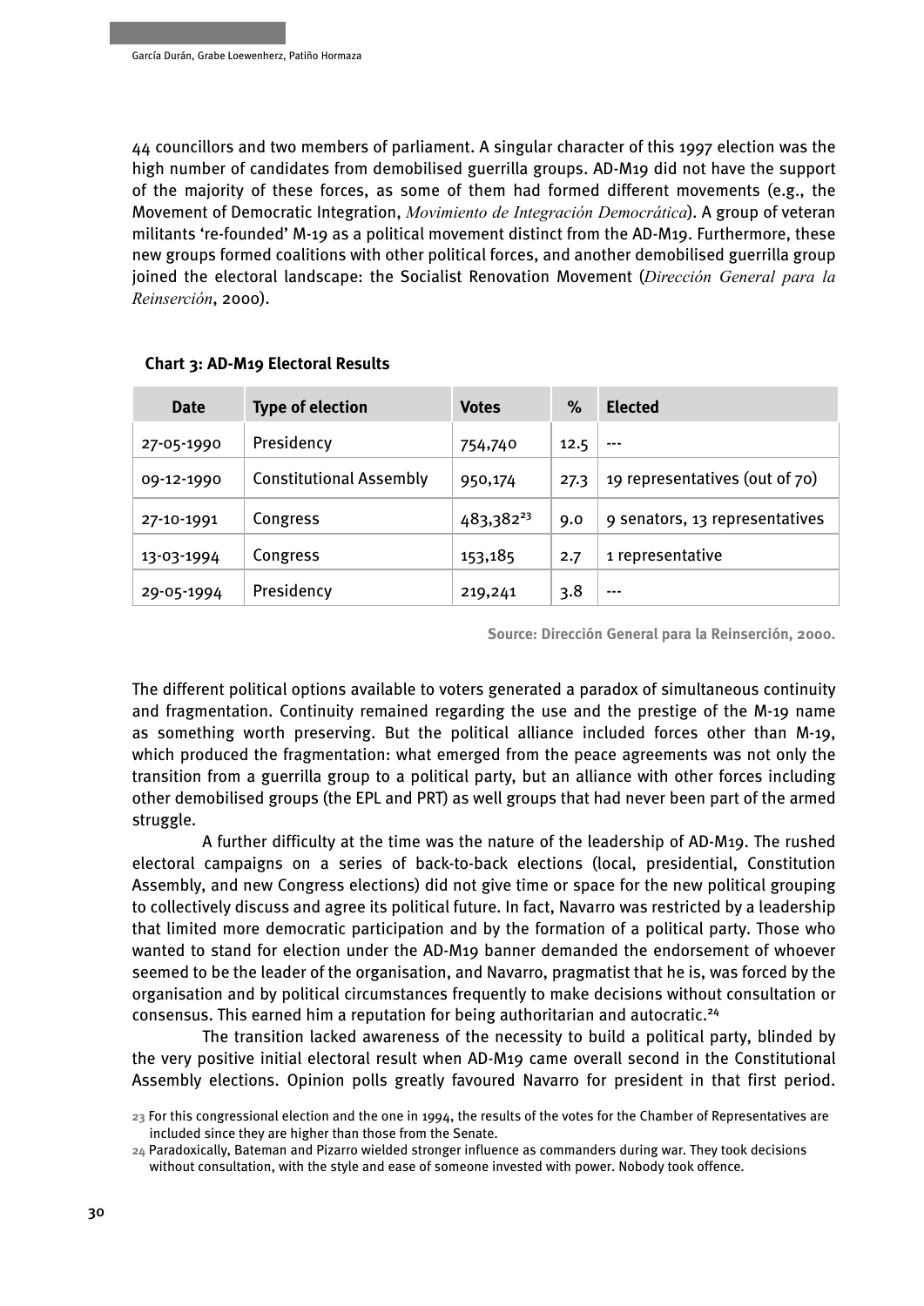44 councillors and two members of parliament. A singular character of this 1997 election was the high number of candidates from demobilised guerrilla groups. AD-M19 did not have the support of the majority of these forces, as some of them had formed different movements (e.g., the Movement of Democratic Integration, *Movimiento de Integración Democrática*). A group of veteran militants 're-founded' M-19 as a political movement distinct from the AD-M19. Furthermore, these new groups formed coalitions with other political forces, and another demobilised guerrilla group joined the electoral landscape: the Socialist Renovation Movement (*Dirección General para la Reinserción*, 2000).

**Chart 3: AD-M19 Electoral Results**

| Date | Type of election | Votes | % | Elected |
|---|---|---|---|---|
| 27-05-1990 | Presidency | 754,740 | 12.5 | --- |
| 09-12-1990 | Constitutional Assembly | 950,174 | 27.3 | 19 representatives (out of 70) |
| 27-10-1991 | Congress | 483,382[23] | 9.0 | 9 senators, 13 representatives |
| 13-03-1994 | Congress | 153,185 | 2.7 | 1 representative |
| 29-05-1994 | Presidency | 219,241 | 3.8 | --- |

**Source: Dirección General para la Reinserción, 2000.**

The different political options available to voters generated a paradox of simultaneous continuity and fragmentation. Continuity remained regarding the use and the prestige of the M-19 name as something worth preserving. But the political alliance included forces other than M-19, which produced the fragmentation: what emerged from the peace agreements was not only the transition from a guerrilla group to a political party, but an alliance with other forces including other demobilised groups (the EPL and PRT) as well groups that had never been part of the armed struggle.

A further difficulty at the time was the nature of the leadership of AD-M19. The rushed electoral campaigns on a series of back-to-back elections (local, presidential, Constitution Assembly, and new Congress elections) did not give time or space for the new political grouping to collectively discuss and agree its political future. In fact, Navarro was restricted by a leadership that limited more democratic participation and by the formation of a political party. Those who wanted to stand for election under the AD-M19 banner demanded the endorsement of whoever seemed to be the leader of the organisation, and Navarro, pragmatist that he is, was forced by the organisation and by political circumstances frequently to make decisions without consultation or consensus. This earned him a reputation for being authoritarian and autocratic.[24]

The transition lacked awareness of the necessity to build a political party, blinded by the very positive initial electoral result when AD-M19 came overall second in the Constitutional Assembly elections. Opinion polls greatly favoured Navarro for president in that first period.

[23] For this congressional election and the one in 1994, the results of the votes for the Chamber of Representatives are included since they are higher than those from the Senate.

[24] Paradoxically, Bateman and Pizarro wielded stronger influence as commanders during war. They took decisions without consultation, with the style and ease of someone invested with power. Nobody took offence.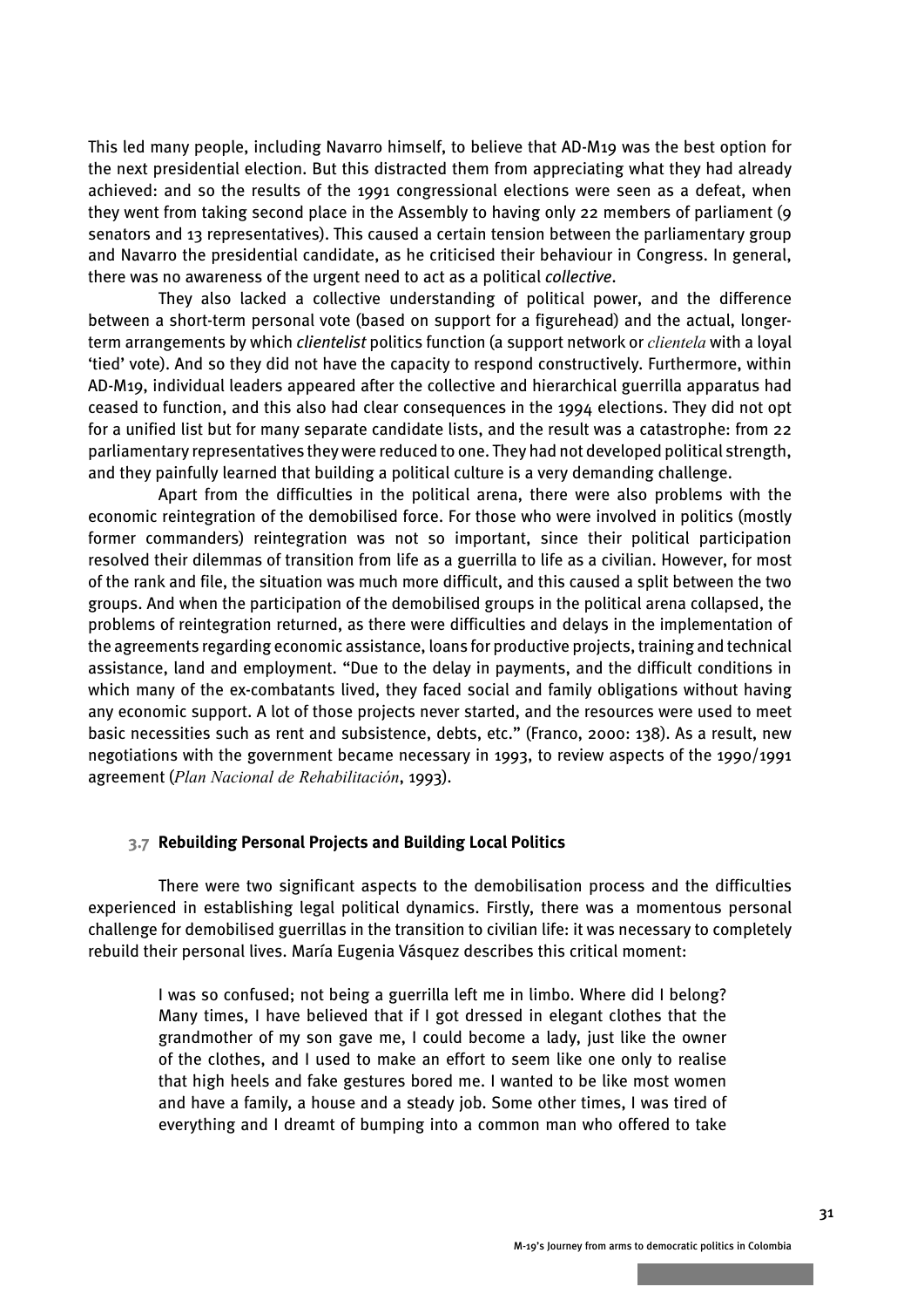This led many people, including Navarro himself, to believe that AD-M19 was the best option for the next presidential election. But this distracted them from appreciating what they had already achieved: and so the results of the 1991 congressional elections were seen as a defeat, when they went from taking second place in the Assembly to having only 22 members of parliament (9 senators and 13 representatives). This caused a certain tension between the parliamentary group and Navarro the presidential candidate, as he criticised their behaviour in Congress. In general, there was no awareness of the urgent need to act as a political *collective*.

They also lacked a collective understanding of political power, and the difference between a short-term personal vote (based on support for a figurehead) and the actual, longer-term arrangements by which *clientelist* politics function (a support network or *clientela* with a loyal 'tied' vote). And so they did not have the capacity to respond constructively. Furthermore, within AD-M19, individual leaders appeared after the collective and hierarchical guerrilla apparatus had ceased to function, and this also had clear consequences in the 1994 elections. They did not opt for a unified list but for many separate candidate lists, and the result was a catastrophe: from 22 parliamentary representatives they were reduced to one. They had not developed political strength, and they painfully learned that building a political culture is a very demanding challenge.

Apart from the difficulties in the political arena, there were also problems with the economic reintegration of the demobilised force. For those who were involved in politics (mostly former commanders) reintegration was not so important, since their political participation resolved their dilemmas of transition from life as a guerrilla to life as a civilian. However, for most of the rank and file, the situation was much more difficult, and this caused a split between the two groups. And when the participation of the demobilised groups in the political arena collapsed, the problems of reintegration returned, as there were difficulties and delays in the implementation of the agreements regarding economic assistance, loans for productive projects, training and technical assistance, land and employment. "Due to the delay in payments, and the difficult conditions in which many of the ex-combatants lived, they faced social and family obligations without having any economic support. A lot of those projects never started, and the resources were used to meet basic necessities such as rent and subsistence, debts, etc." (Franco, 2000: 138). As a result, new negotiations with the government became necessary in 1993, to review aspects of the 1990/1991 agreement (*Plan Nacional de Rehabilitación*, 1993).

### 3.7 Rebuilding Personal Projects and Building Local Politics

There were two significant aspects to the demobilisation process and the difficulties experienced in establishing legal political dynamics. Firstly, there was a momentous personal challenge for demobilised guerrillas in the transition to civilian life: it was necessary to completely rebuild their personal lives. María Eugenia Vásquez describes this critical moment:

> I was so confused; not being a guerrilla left me in limbo. Where did I belong? Many times, I have believed that if I got dressed in elegant clothes that the grandmother of my son gave me, I could become a lady, just like the owner of the clothes, and I used to make an effort to seem like one only to realise that high heels and fake gestures bored me. I wanted to be like most women and have a family, a house and a steady job. Some other times, I was tired of everything and I dreamt of bumping into a common man who offered to take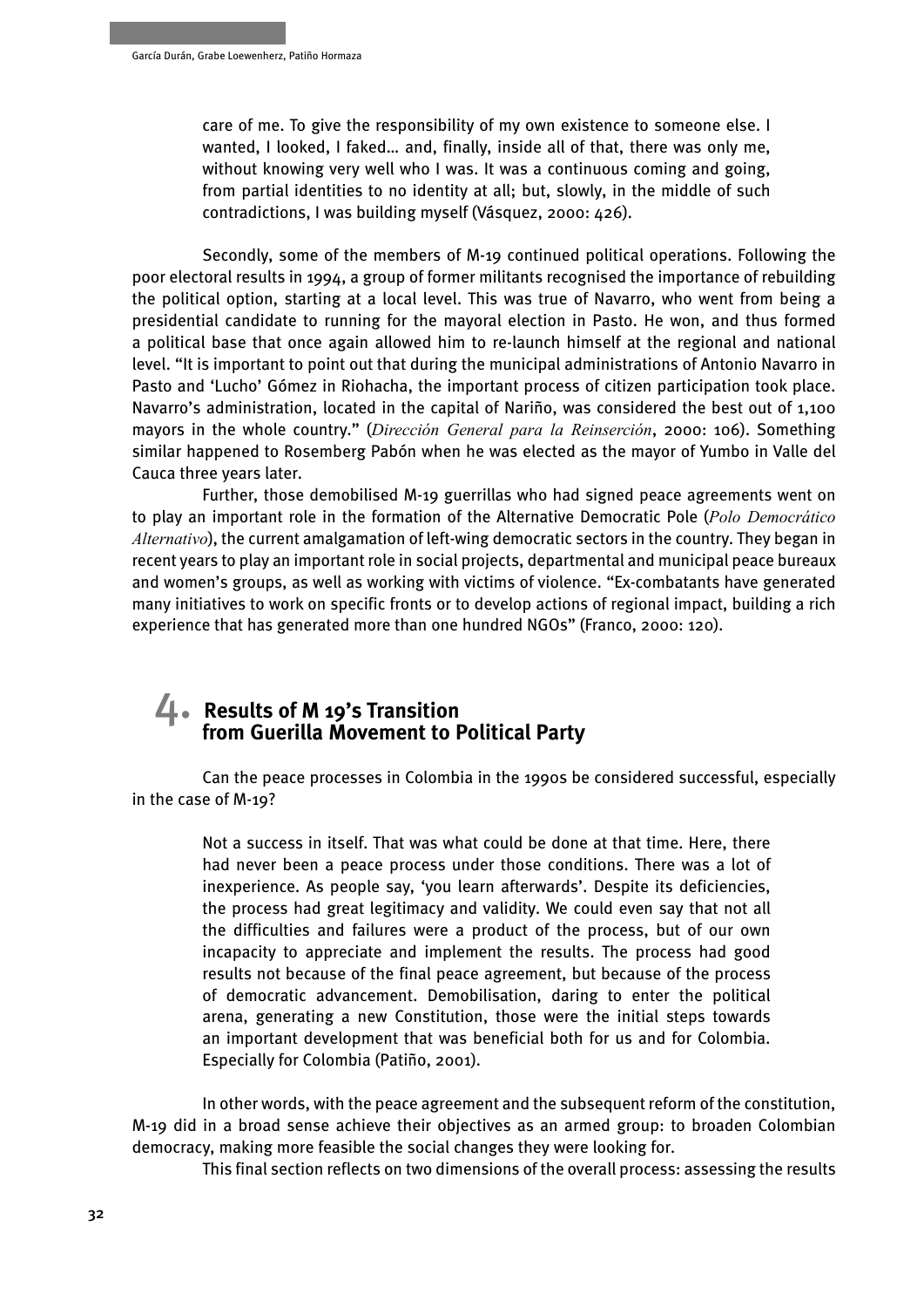care of me. To give the responsibility of my own existence to someone else. I wanted, I looked, I faked… and, finally, inside all of that, there was only me, without knowing very well who I was. It was a continuous coming and going, from partial identities to no identity at all; but, slowly, in the middle of such contradictions, I was building myself (Vásquez, 2000: 426).

Secondly, some of the members of M-19 continued political operations. Following the poor electoral results in 1994, a group of former militants recognised the importance of rebuilding the political option, starting at a local level. This was true of Navarro, who went from being a presidential candidate to running for the mayoral election in Pasto. He won, and thus formed a political base that once again allowed him to re-launch himself at the regional and national level. "It is important to point out that during the municipal administrations of Antonio Navarro in Pasto and 'Lucho' Gómez in Riohacha, the important process of citizen participation took place. Navarro's administration, located in the capital of Nariño, was considered the best out of 1,100 mayors in the whole country." (*Dirección General para la Reinserción*, 2000: 106). Something similar happened to Rosemberg Pabón when he was elected as the mayor of Yumbo in Valle del Cauca three years later.

Further, those demobilised M-19 guerrillas who had signed peace agreements went on to play an important role in the formation of the Alternative Democratic Pole (*Polo Democrático Alternativo*), the current amalgamation of left-wing democratic sectors in the country. They began in recent years to play an important role in social projects, departmental and municipal peace bureaux and women's groups, as well as working with victims of violence. "Ex-combatants have generated many initiatives to work on specific fronts or to develop actions of regional impact, building a rich experience that has generated more than one hundred NGOs" (Franco, 2000: 120).

# 4. Results of M 19's Transition from Guerilla Movement to Political Party

Can the peace processes in Colombia in the 1990s be considered successful, especially in the case of M-19?

> Not a success in itself. That was what could be done at that time. Here, there had never been a peace process under those conditions. There was a lot of inexperience. As people say, 'you learn afterwards'. Despite its deficiencies, the process had great legitimacy and validity. We could even say that not all the difficulties and failures were a product of the process, but of our own incapacity to appreciate and implement the results. The process had good results not because of the final peace agreement, but because of the process of democratic advancement. Demobilisation, daring to enter the political arena, generating a new Constitution, those were the initial steps towards an important development that was beneficial both for us and for Colombia. Especially for Colombia (Patiño, 2001).

In other words, with the peace agreement and the subsequent reform of the constitution, M-19 did in a broad sense achieve their objectives as an armed group: to broaden Colombian democracy, making more feasible the social changes they were looking for.

This final section reflects on two dimensions of the overall process: assessing the results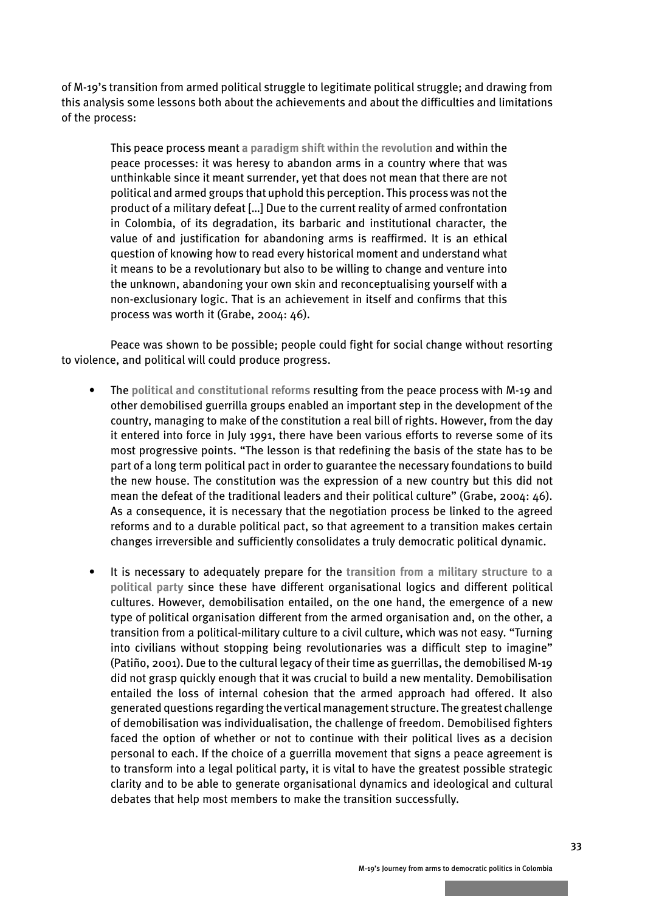of M-19's transition from armed political struggle to legitimate political struggle; and drawing from this analysis some lessons both about the achievements and about the difficulties and limitations of the process:

> This peace process meant **a paradigm shift within the revolution** and within the peace processes: it was heresy to abandon arms in a country where that was unthinkable since it meant surrender, yet that does not mean that there are not political and armed groups that uphold this perception. This process was not the product of a military defeat [...] Due to the current reality of armed confrontation in Colombia, of its degradation, its barbaric and institutional character, the value of and justification for abandoning arms is reaffirmed. It is an ethical question of knowing how to read every historical moment and understand what it means to be a revolutionary but also to be willing to change and venture into the unknown, abandoning your own skin and reconceptualising yourself with a non-exclusionary logic. That is an achievement in itself and confirms that this process was worth it (Grabe, 2004: 46).

Peace was shown to be possible; people could fight for social change without resorting to violence, and political will could produce progress.

- The **political and constitutional reforms** resulting from the peace process with M-19 and other demobilised guerrilla groups enabled an important step in the development of the country, managing to make of the constitution a real bill of rights. However, from the day it entered into force in July 1991, there have been various efforts to reverse some of its most progressive points. "The lesson is that redefining the basis of the state has to be part of a long term political pact in order to guarantee the necessary foundations to build the new house. The constitution was the expression of a new country but this did not mean the defeat of the traditional leaders and their political culture" (Grabe, 2004: 46). As a consequence, it is necessary that the negotiation process be linked to the agreed reforms and to a durable political pact, so that agreement to a transition makes certain changes irreversible and sufficiently consolidates a truly democratic political dynamic.

- It is necessary to adequately prepare for the **transition from a military structure to a political party** since these have different organisational logics and different political cultures. However, demobilisation entailed, on the one hand, the emergence of a new type of political organisation different from the armed organisation and, on the other, a transition from a political-military culture to a civil culture, which was not easy. "Turning into civilians without stopping being revolutionaries was a difficult step to imagine" (Patiño, 2001). Due to the cultural legacy of their time as guerrillas, the demobilised M-19 did not grasp quickly enough that it was crucial to build a new mentality. Demobilisation entailed the loss of internal cohesion that the armed approach had offered. It also generated questions regarding the vertical management structure. The greatest challenge of demobilisation was individualisation, the challenge of freedom. Demobilised fighters faced the option of whether or not to continue with their political lives as a decision personal to each. If the choice of a guerrilla movement that signs a peace agreement is to transform into a legal political party, it is vital to have the greatest possible strategic clarity and to be able to generate organisational dynamics and ideological and cultural debates that help most members to make the transition successfully.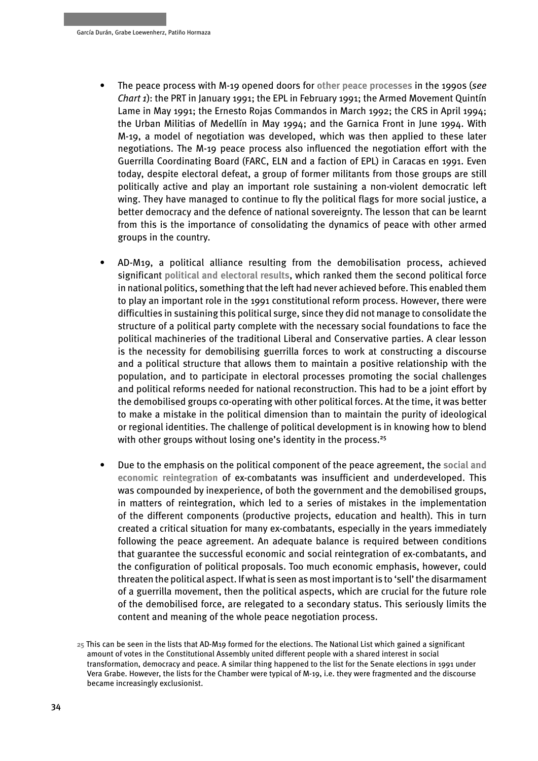- The peace process with M-19 opened doors for **other peace processes** in the 1990s (*see Chart 1*): the PRT in January 1991; the EPL in February 1991; the Armed Movement Quintín Lame in May 1991; the Ernesto Rojas Commandos in March 1992; the CRS in April 1994; the Urban Militias of Medellín in May 1994; and the Garnica Front in June 1994. With M-19, a model of negotiation was developed, which was then applied to these later negotiations. The M-19 peace process also influenced the negotiation effort with the Guerrilla Coordinating Board (FARC, ELN and a faction of EPL) in Caracas en 1991. Even today, despite electoral defeat, a group of former militants from those groups are still politically active and play an important role sustaining a non-violent democratic left wing. They have managed to continue to fly the political flags for more social justice, a better democracy and the defence of national sovereignty. The lesson that can be learnt from this is the importance of consolidating the dynamics of peace with other armed groups in the country.

- AD-M19, a political alliance resulting from the demobilisation process, achieved significant **political and electoral results**, which ranked them the second political force in national politics, something that the left had never achieved before. This enabled them to play an important role in the 1991 constitutional reform process. However, there were difficulties in sustaining this political surge, since they did not manage to consolidate the structure of a political party complete with the necessary social foundations to face the political machineries of the traditional Liberal and Conservative parties. A clear lesson is the necessity for demobilising guerrilla forces to work at constructing a discourse and a political structure that allows them to maintain a positive relationship with the population, and to participate in electoral processes promoting the social challenges and political reforms needed for national reconstruction. This had to be a joint effort by the demobilised groups co-operating with other political forces. At the time, it was better to make a mistake in the political dimension than to maintain the purity of ideological or regional identities. The challenge of political development is in knowing how to blend with other groups without losing one's identity in the process.[25]

- Due to the emphasis on the political component of the peace agreement, the **social and economic reintegration** of ex-combatants was insufficient and underdeveloped. This was compounded by inexperience, of both the government and the demobilised groups, in matters of reintegration, which led to a series of mistakes in the implementation of the different components (productive projects, education and health). This in turn created a critical situation for many ex-combatants, especially in the years immediately following the peace agreement. An adequate balance is required between conditions that guarantee the successful economic and social reintegration of ex-combatants, and the configuration of political proposals. Too much economic emphasis, however, could threaten the political aspect. If what is seen as most important is to 'sell' the disarmament of a guerrilla movement, then the political aspects, which are crucial for the future role of the demobilised force, are relegated to a secondary status. This seriously limits the content and meaning of the whole peace negotiation process.

[25] This can be seen in the lists that AD-M19 formed for the elections. The National List which gained a significant amount of votes in the Constitutional Assembly united different people with a shared interest in social transformation, democracy and peace. A similar thing happened to the list for the Senate elections in 1991 under Vera Grabe. However, the lists for the Chamber were typical of M-19, i.e. they were fragmented and the discourse became increasingly exclusionist.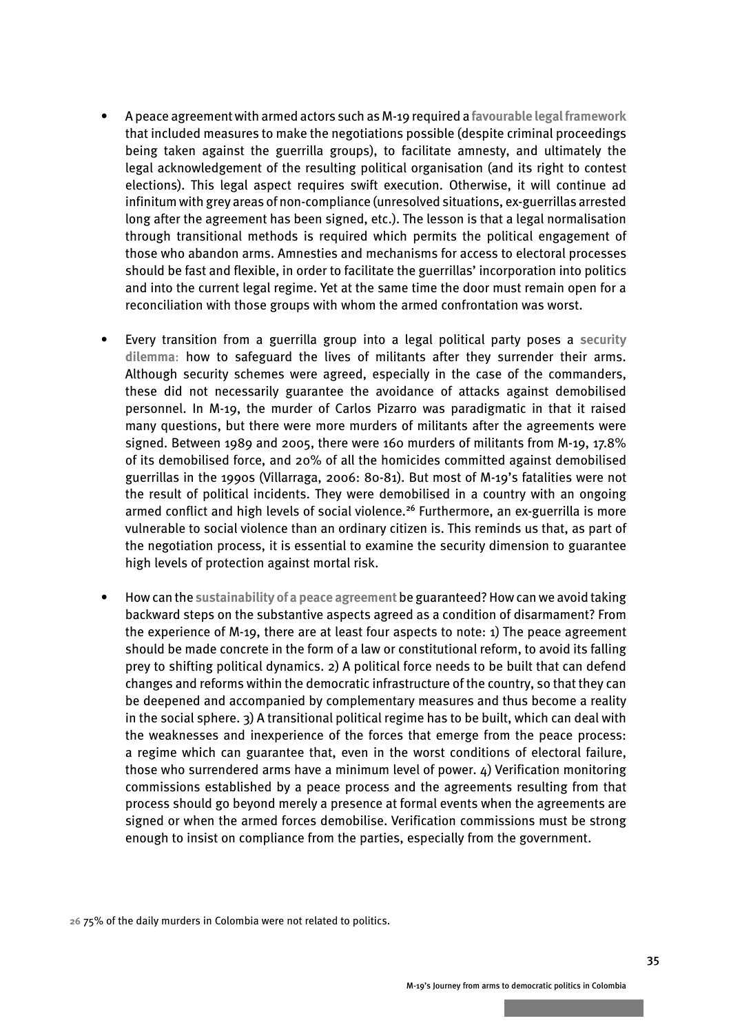- A peace agreement with armed actors such as M-19 required a **favourable legal framework** that included measures to make the negotiations possible (despite criminal proceedings being taken against the guerrilla groups), to facilitate amnesty, and ultimately the legal acknowledgement of the resulting political organisation (and its right to contest elections). This legal aspect requires swift execution. Otherwise, it will continue ad infinitum with grey areas of non-compliance (unresolved situations, ex-guerrillas arrested long after the agreement has been signed, etc.). The lesson is that a legal normalisation through transitional methods is required which permits the political engagement of those who abandon arms. Amnesties and mechanisms for access to electoral processes should be fast and flexible, in order to facilitate the guerrillas' incorporation into politics and into the current legal regime. Yet at the same time the door must remain open for a reconciliation with those groups with whom the armed confrontation was worst.

- Every transition from a guerrilla group into a legal political party poses a **security dilemma**: how to safeguard the lives of militants after they surrender their arms. Although security schemes were agreed, especially in the case of the commanders, these did not necessarily guarantee the avoidance of attacks against demobilised personnel. In M-19, the murder of Carlos Pizarro was paradigmatic in that it raised many questions, but there were more murders of militants after the agreements were signed. Between 1989 and 2005, there were 160 murders of militants from M-19, 17.8% of its demobilised force, and 20% of all the homicides committed against demobilised guerrillas in the 1990s (Villarraga, 2006: 80-81). But most of M-19's fatalities were not the result of political incidents. They were demobilised in a country with an ongoing armed conflict and high levels of social violence.[26] Furthermore, an ex-guerrilla is more vulnerable to social violence than an ordinary citizen is. This reminds us that, as part of the negotiation process, it is essential to examine the security dimension to guarantee high levels of protection against mortal risk.

- How can the **sustainability of a peace agreement** be guaranteed? How can we avoid taking backward steps on the substantive aspects agreed as a condition of disarmament? From the experience of M-19, there are at least four aspects to note: 1) The peace agreement should be made concrete in the form of a law or constitutional reform, to avoid its falling prey to shifting political dynamics. 2) A political force needs to be built that can defend changes and reforms within the democratic infrastructure of the country, so that they can be deepened and accompanied by complementary measures and thus become a reality in the social sphere. 3) A transitional political regime has to be built, which can deal with the weaknesses and inexperience of the forces that emerge from the peace process: a regime which can guarantee that, even in the worst conditions of electoral failure, those who surrendered arms have a minimum level of power. 4) Verification monitoring commissions established by a peace process and the agreements resulting from that process should go beyond merely a presence at formal events when the agreements are signed or when the armed forces demobilise. Verification commissions must be strong enough to insist on compliance from the parties, especially from the government.

26 75% of the daily murders in Colombia were not related to politics.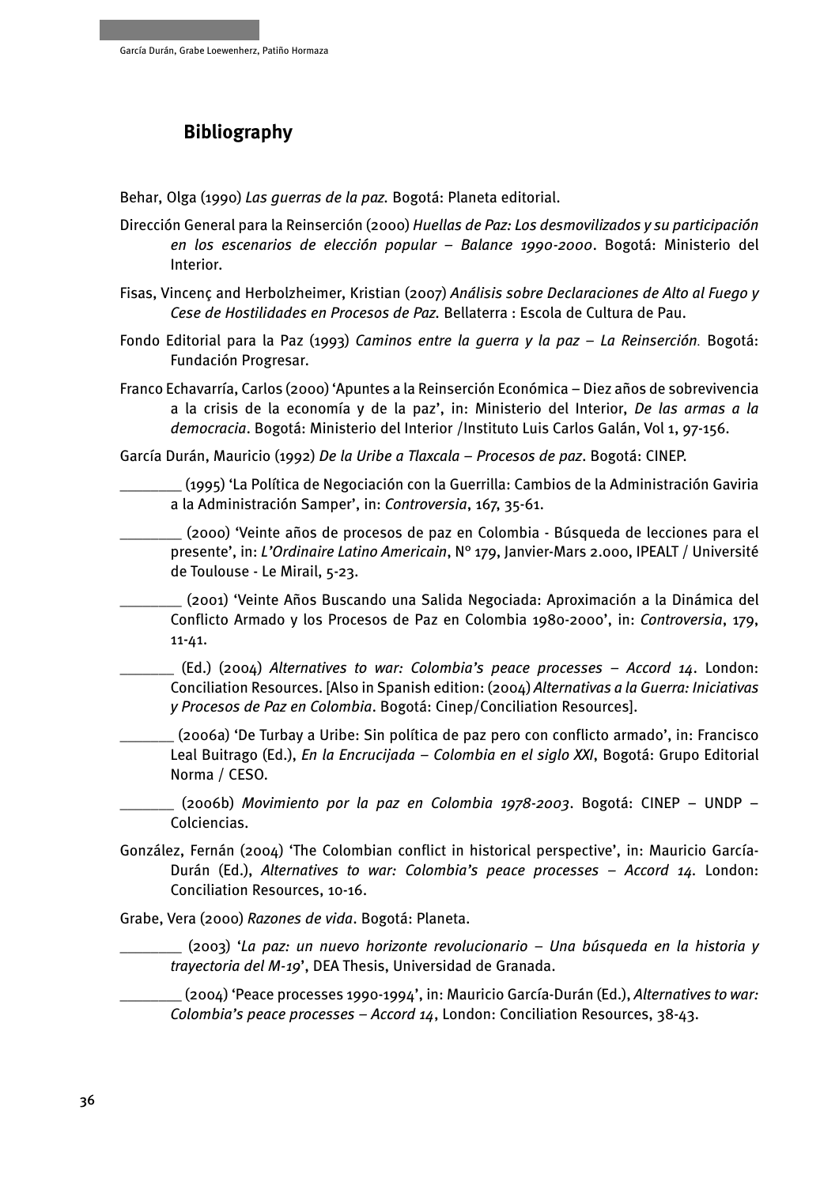## Bibliography

Behar, Olga (1990) *Las guerras de la paz*. Bogotá: Planeta editorial.

Dirección General para la Reinserción (2000) *Huellas de Paz: Los desmovilizados y su participación en los escenarios de elección popular – Balance 1990-2000*. Bogotá: Ministerio del Interior.

Fisas, Vincenç and Herbolzheimer, Kristian (2007) *Análisis sobre Declaraciones de Alto al Fuego y Cese de Hostilidades en Procesos de Paz*. Bellaterra : Escola de Cultura de Pau.

Fondo Editorial para la Paz (1993) *Caminos entre la guerra y la paz – La Reinserción*. Bogotá: Fundación Progresar.

Franco Echavarría, Carlos (2000) 'Apuntes a la Reinserción Económica – Diez años de sobrevivencia a la crisis de la economía y de la paz', in: Ministerio del Interior, *De las armas a la democracia*. Bogotá: Ministerio del Interior /Instituto Luis Carlos Galán, Vol 1, 97-156.

García Durán, Mauricio (1992) *De la Uribe a Tlaxcala – Procesos de paz*. Bogotá: CINEP.

_______ (1995) 'La Política de Negociación con la Guerrilla: Cambios de la Administración Gaviria a la Administración Samper', in: *Controversia*, 167, 35-61.

_______ (2000) 'Veinte años de procesos de paz en Colombia - Búsqueda de lecciones para el presente', in: *L'Ordinaire Latino Americain*, N° 179, Janvier-Mars 2.000, IPEALT / Université de Toulouse - Le Mirail, 5-23.

_______ (2001) 'Veinte Años Buscando una Salida Negociada: Aproximación a la Dinámica del Conflicto Armado y los Procesos de Paz en Colombia 1980-2000', in: *Controversia*, 179, 11-41.

_______ (Ed.) (2004) *Alternatives to war: Colombia's peace processes – Accord 14*. London: Conciliation Resources. [Also in Spanish edition: (2004) *Alternativas a la Guerra: Iniciativas y Procesos de Paz en Colombia*. Bogotá: Cinep/Conciliation Resources].

_______ (2006a) 'De Turbay a Uribe: Sin política de paz pero con conflicto armado', in: Francisco Leal Buitrago (Ed.), *En la Encrucijada – Colombia en el siglo XXI*, Bogotá: Grupo Editorial Norma / CESO.

_______ (2006b) *Movimiento por la paz en Colombia 1978-2003*. Bogotá: CINEP – UNDP – Colciencias.

González, Fernán (2004) 'The Colombian conflict in historical perspective', in: Mauricio García-Durán (Ed.), *Alternatives to war: Colombia's peace processes – Accord 14*. London: Conciliation Resources, 10-16.

Grabe, Vera (2000) *Razones de vida*. Bogotá: Planeta.

_______ (2003) '*La paz: un nuevo horizonte revolucionario – Una búsqueda en la historia y trayectoria del M-19*', DEA Thesis, Universidad de Granada.

_______ (2004) 'Peace processes 1990-1994', in: Mauricio García-Durán (Ed.), *Alternatives to war: Colombia's peace processes – Accord 14*, London: Conciliation Resources, 38-43.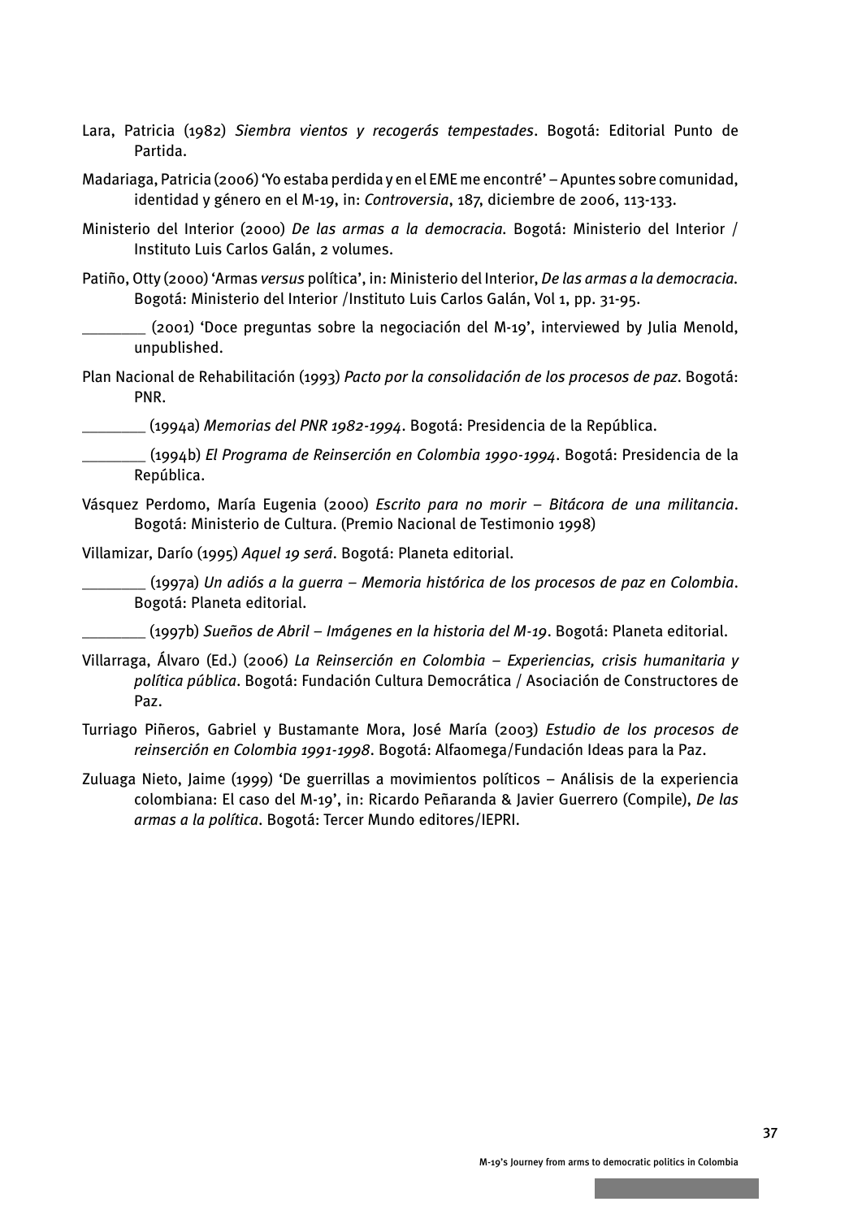Lara, Patricia (1982) *Siembra vientos y recogerás tempestades*. Bogotá: Editorial Punto de Partida.

Madariaga, Patricia (2006) 'Yo estaba perdida y en el EME me encontré' – Apuntes sobre comunidad, identidad y género en el M-19, in: *Controversia*, 187, diciembre de 2006, 113-133.

Ministerio del Interior (2000) *De las armas a la democracia*. Bogotá: Ministerio del Interior / Instituto Luis Carlos Galán, 2 volumes.

Patiño, Otty (2000) 'Armas *versus* política', in: Ministerio del Interior, *De las armas a la democracia*. Bogotá: Ministerio del Interior /Instituto Luis Carlos Galán, Vol 1, pp. 31-95.

________ (2001) 'Doce preguntas sobre la negociación del M-19', interviewed by Julia Menold, unpublished.

Plan Nacional de Rehabilitación (1993) *Pacto por la consolidación de los procesos de paz*. Bogotá: PNR.

________ (1994a) *Memorias del PNR 1982-1994*. Bogotá: Presidencia de la República.

________ (1994b) *El Programa de Reinserción en Colombia 1990-1994*. Bogotá: Presidencia de la República.

Vásquez Perdomo, María Eugenia (2000) *Escrito para no morir – Bitácora de una militancia*. Bogotá: Ministerio de Cultura. (Premio Nacional de Testimonio 1998)

Villamizar, Darío (1995) *Aquel 19 será*. Bogotá: Planeta editorial.

________ (1997a) *Un adiós a la guerra – Memoria histórica de los procesos de paz en Colombia*. Bogotá: Planeta editorial.

________ (1997b) *Sueños de Abril – Imágenes en la historia del M-19*. Bogotá: Planeta editorial.

Villarraga, Álvaro (Ed.) (2006) *La Reinserción en Colombia – Experiencias, crisis humanitaria y política pública*. Bogotá: Fundación Cultura Democrática / Asociación de Constructores de Paz.

Turriago Piñeros, Gabriel y Bustamante Mora, José María (2003) *Estudio de los procesos de reinserción en Colombia 1991-1998*. Bogotá: Alfaomega/Fundación Ideas para la Paz.

Zuluaga Nieto, Jaime (1999) 'De guerrillas a movimientos políticos – Análisis de la experiencia colombiana: El caso del M-19', in: Ricardo Peñaranda & Javier Guerrero (Compile), *De las armas a la política*. Bogotá: Tercer Mundo editores/IEPRI.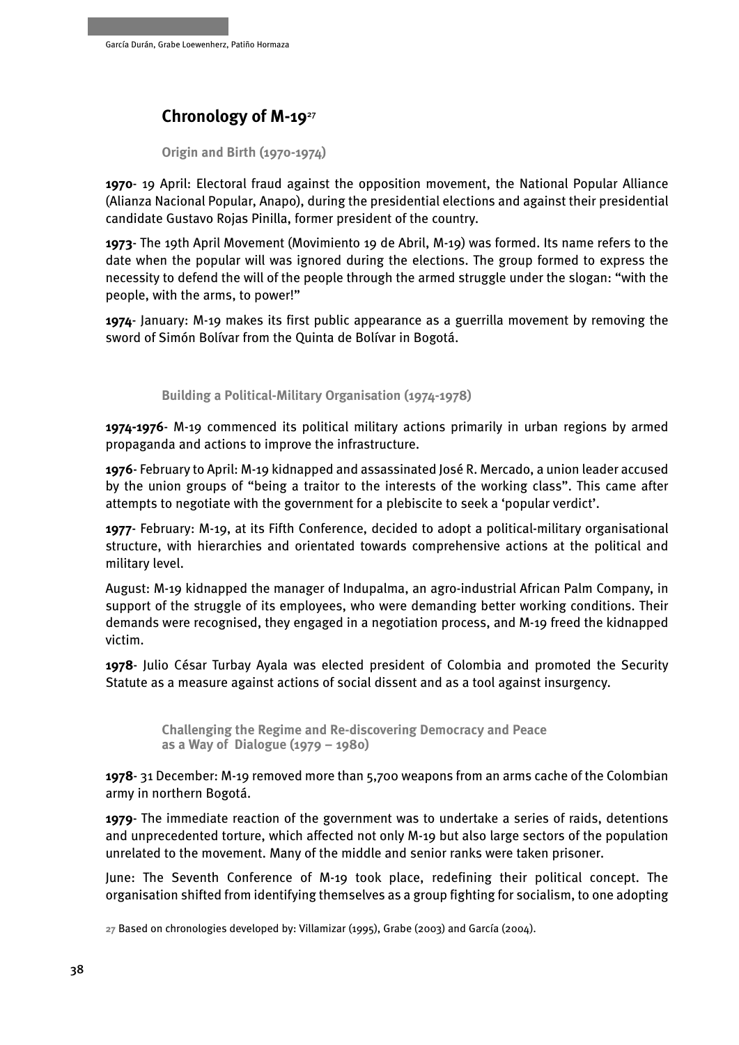## Chronology of M-19[27]

### Origin and Birth (1970-1974)

**1970**- 19 April: Electoral fraud against the opposition movement, the National Popular Alliance (Alianza Nacional Popular, Anapo), during the presidential elections and against their presidential candidate Gustavo Rojas Pinilla, former president of the country.

**1973**- The 19th April Movement (Movimiento 19 de Abril, M-19) was formed. Its name refers to the date when the popular will was ignored during the elections. The group formed to express the necessity to defend the will of the people through the armed struggle under the slogan: "with the people, with the arms, to power!"

**1974**- January: M-19 makes its first public appearance as a guerrilla movement by removing the sword of Simón Bolívar from the Quinta de Bolívar in Bogotá.

### Building a Political-Military Organisation (1974-1978)

**1974-1976**- M-19 commenced its political military actions primarily in urban regions by armed propaganda and actions to improve the infrastructure.

**1976**- February to April: M-19 kidnapped and assassinated José R. Mercado, a union leader accused by the union groups of "being a traitor to the interests of the working class". This came after attempts to negotiate with the government for a plebiscite to seek a 'popular verdict'.

**1977**- February: M-19, at its Fifth Conference, decided to adopt a political-military organisational structure, with hierarchies and orientated towards comprehensive actions at the political and military level.

August: M-19 kidnapped the manager of Indupalma, an agro-industrial African Palm Company, in support of the struggle of its employees, who were demanding better working conditions. Their demands were recognised, they engaged in a negotiation process, and M-19 freed the kidnapped victim.

**1978**- Julio César Turbay Ayala was elected president of Colombia and promoted the Security Statute as a measure against actions of social dissent and as a tool against insurgency.

### Challenging the Regime and Re-discovering Democracy and Peace as a Way of Dialogue (1979 – 1980)

**1978**- 31 December: M-19 removed more than 5,700 weapons from an arms cache of the Colombian army in northern Bogotá.

**1979**- The immediate reaction of the government was to undertake a series of raids, detentions and unprecedented torture, which affected not only M-19 but also large sectors of the population unrelated to the movement. Many of the middle and senior ranks were taken prisoner.

June: The Seventh Conference of M-19 took place, redefining their political concept. The organisation shifted from identifying themselves as a group fighting for socialism, to one adopting

[27] Based on chronologies developed by: Villamizar (1995), Grabe (2003) and García (2004).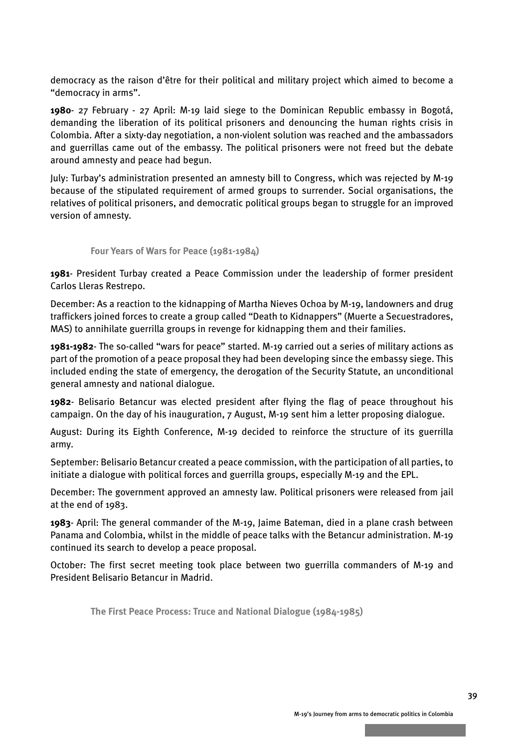democracy as the raison d'être for their political and military project which aimed to become a "democracy in arms".

**1980**- 27 February - 27 April: M-19 laid siege to the Dominican Republic embassy in Bogotá, demanding the liberation of its political prisoners and denouncing the human rights crisis in Colombia. After a sixty-day negotiation, a non-violent solution was reached and the ambassadors and guerrillas came out of the embassy. The political prisoners were not freed but the debate around amnesty and peace had begun.

July: Turbay's administration presented an amnesty bill to Congress, which was rejected by M-19 because of the stipulated requirement of armed groups to surrender. Social organisations, the relatives of political prisoners, and democratic political groups began to struggle for an improved version of amnesty.

### Four Years of Wars for Peace (1981-1984)

**1981**- President Turbay created a Peace Commission under the leadership of former president Carlos Lleras Restrepo.

December: As a reaction to the kidnapping of Martha Nieves Ochoa by M-19, landowners and drug traffickers joined forces to create a group called "Death to Kidnappers" (Muerte a Secuestradores, MAS) to annihilate guerrilla groups in revenge for kidnapping them and their families.

**1981-1982**- The so-called "wars for peace" started. M-19 carried out a series of military actions as part of the promotion of a peace proposal they had been developing since the embassy siege. This included ending the state of emergency, the derogation of the Security Statute, an unconditional general amnesty and national dialogue.

**1982**- Belisario Betancur was elected president after flying the flag of peace throughout his campaign. On the day of his inauguration, 7 August, M-19 sent him a letter proposing dialogue.

August: During its Eighth Conference, M-19 decided to reinforce the structure of its guerrilla army.

September: Belisario Betancur created a peace commission, with the participation of all parties, to initiate a dialogue with political forces and guerrilla groups, especially M-19 and the EPL.

December: The government approved an amnesty law. Political prisoners were released from jail at the end of 1983.

**1983**- April: The general commander of the M-19, Jaime Bateman, died in a plane crash between Panama and Colombia, whilst in the middle of peace talks with the Betancur administration. M-19 continued its search to develop a peace proposal.

October: The first secret meeting took place between two guerrilla commanders of M-19 and President Belisario Betancur in Madrid.

### The First Peace Process: Truce and National Dialogue (1984-1985)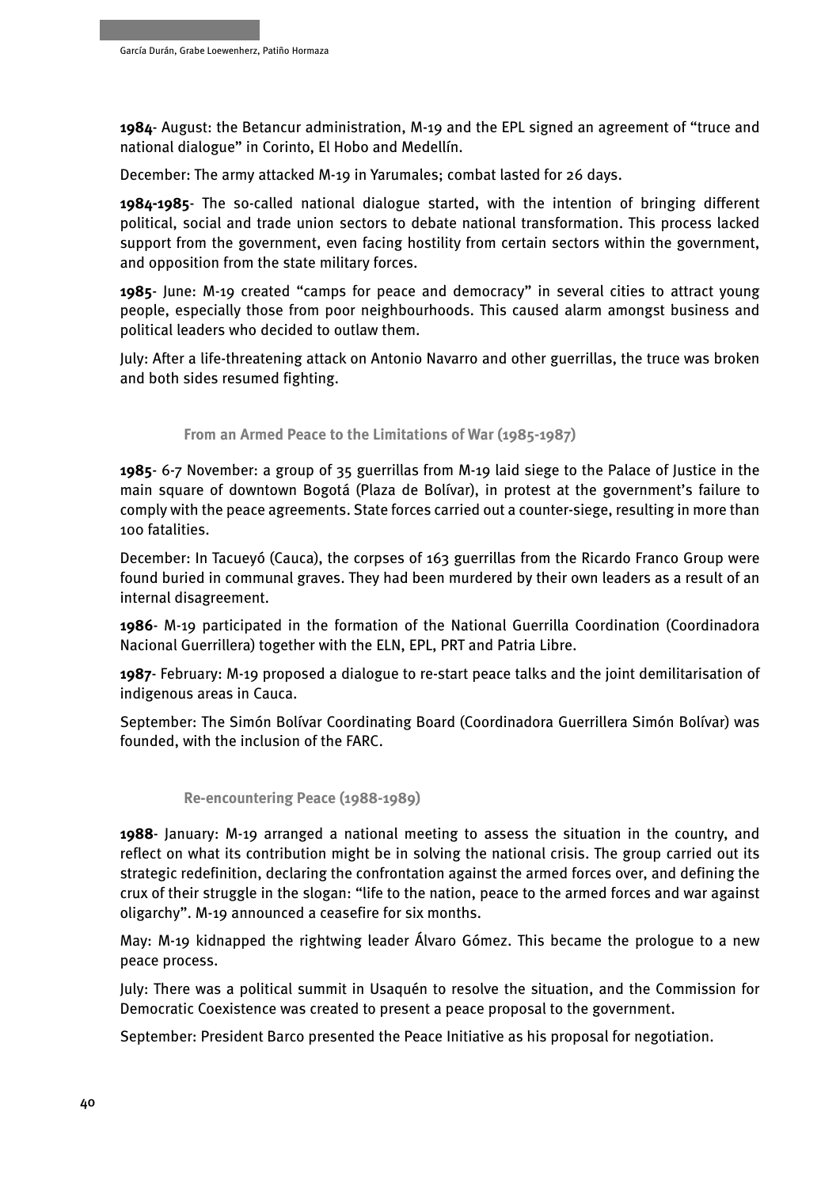**1984**- August: the Betancur administration, M-19 and the EPL signed an agreement of "truce and national dialogue" in Corinto, El Hobo and Medellín.

December: The army attacked M-19 in Yarumales; combat lasted for 26 days.

**1984-1985**- The so-called national dialogue started, with the intention of bringing different political, social and trade union sectors to debate national transformation. This process lacked support from the government, even facing hostility from certain sectors within the government, and opposition from the state military forces.

**1985**- June: M-19 created "camps for peace and democracy" in several cities to attract young people, especially those from poor neighbourhoods. This caused alarm amongst business and political leaders who decided to outlaw them.

July: After a life-threatening attack on Antonio Navarro and other guerrillas, the truce was broken and both sides resumed fighting.

### From an Armed Peace to the Limitations of War (1985-1987)

**1985**- 6-7 November: a group of 35 guerrillas from M-19 laid siege to the Palace of Justice in the main square of downtown Bogotá (Plaza de Bolívar), in protest at the government's failure to comply with the peace agreements. State forces carried out a counter-siege, resulting in more than 100 fatalities.

December: In Tacueyó (Cauca), the corpses of 163 guerrillas from the Ricardo Franco Group were found buried in communal graves. They had been murdered by their own leaders as a result of an internal disagreement.

**1986**- M-19 participated in the formation of the National Guerrilla Coordination (Coordinadora Nacional Guerrillera) together with the ELN, EPL, PRT and Patria Libre.

**1987**- February: M-19 proposed a dialogue to re-start peace talks and the joint demilitarisation of indigenous areas in Cauca.

September: The Simón Bolívar Coordinating Board (Coordinadora Guerrillera Simón Bolívar) was founded, with the inclusion of the FARC.

### Re-encountering Peace (1988-1989)

**1988**- January: M-19 arranged a national meeting to assess the situation in the country, and reflect on what its contribution might be in solving the national crisis. The group carried out its strategic redefinition, declaring the confrontation against the armed forces over, and defining the crux of their struggle in the slogan: "life to the nation, peace to the armed forces and war against oligarchy". M-19 announced a ceasefire for six months.

May: M-19 kidnapped the rightwing leader Álvaro Gómez. This became the prologue to a new peace process.

July: There was a political summit in Usaquén to resolve the situation, and the Commission for Democratic Coexistence was created to present a peace proposal to the government.

September: President Barco presented the Peace Initiative as his proposal for negotiation.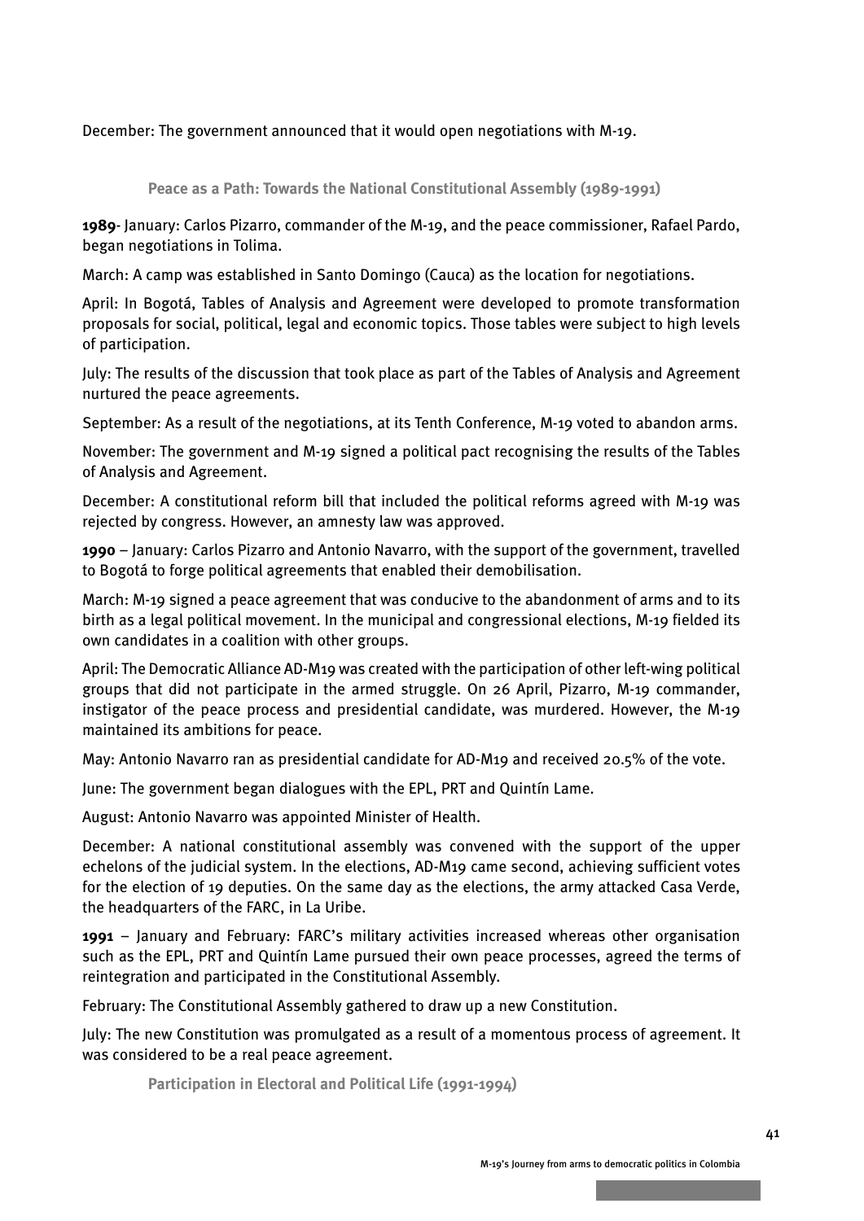December: The government announced that it would open negotiations with M-19.

### Peace as a Path: Towards the National Constitutional Assembly (1989-1991)

**1989**- January: Carlos Pizarro, commander of the M-19, and the peace commissioner, Rafael Pardo, began negotiations in Tolima.

March: A camp was established in Santo Domingo (Cauca) as the location for negotiations.

April: In Bogotá, Tables of Analysis and Agreement were developed to promote transformation proposals for social, political, legal and economic topics. Those tables were subject to high levels of participation.

July: The results of the discussion that took place as part of the Tables of Analysis and Agreement nurtured the peace agreements.

September: As a result of the negotiations, at its Tenth Conference, M-19 voted to abandon arms.

November: The government and M-19 signed a political pact recognising the results of the Tables of Analysis and Agreement.

December: A constitutional reform bill that included the political reforms agreed with M-19 was rejected by congress. However, an amnesty law was approved.

**1990** – January: Carlos Pizarro and Antonio Navarro, with the support of the government, travelled to Bogotá to forge political agreements that enabled their demobilisation.

March: M-19 signed a peace agreement that was conducive to the abandonment of arms and to its birth as a legal political movement. In the municipal and congressional elections, M-19 fielded its own candidates in a coalition with other groups.

April: The Democratic Alliance AD-M19 was created with the participation of other left-wing political groups that did not participate in the armed struggle. On 26 April, Pizarro, M-19 commander, instigator of the peace process and presidential candidate, was murdered. However, the M-19 maintained its ambitions for peace.

May: Antonio Navarro ran as presidential candidate for AD-M19 and received 20.5% of the vote.

June: The government began dialogues with the EPL, PRT and Quintín Lame.

August: Antonio Navarro was appointed Minister of Health.

December: A national constitutional assembly was convened with the support of the upper echelons of the judicial system. In the elections, AD-M19 came second, achieving sufficient votes for the election of 19 deputies. On the same day as the elections, the army attacked Casa Verde, the headquarters of the FARC, in La Uribe.

**1991** – January and February: FARC's military activities increased whereas other organisation such as the EPL, PRT and Quintín Lame pursued their own peace processes, agreed the terms of reintegration and participated in the Constitutional Assembly.

February: The Constitutional Assembly gathered to draw up a new Constitution.

July: The new Constitution was promulgated as a result of a momentous process of agreement. It was considered to be a real peace agreement.

### Participation in Electoral and Political Life (1991-1994)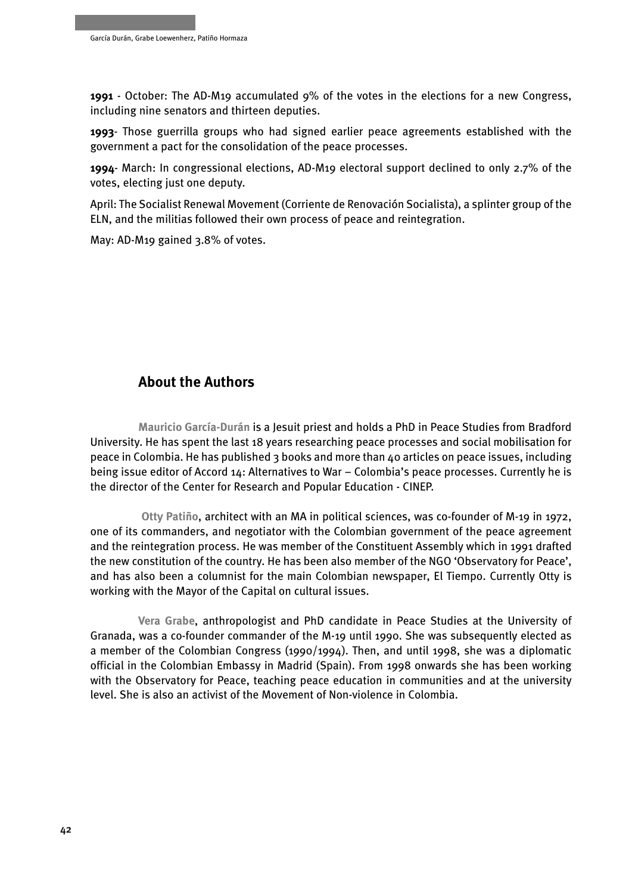**1991** - October: The AD-M19 accumulated 9% of the votes in the elections for a new Congress, including nine senators and thirteen deputies.

**1993**- Those guerrilla groups who had signed earlier peace agreements established with the government a pact for the consolidation of the peace processes.

**1994**- March: In congressional elections, AD-M19 electoral support declined to only 2.7% of the votes, electing just one deputy.

April: The Socialist Renewal Movement (Corriente de Renovación Socialista), a splinter group of the ELN, and the militias followed their own process of peace and reintegration.

May: AD-M19 gained 3.8% of votes.

## About the Authors

**Mauricio García-Durán** is a Jesuit priest and holds a PhD in Peace Studies from Bradford University. He has spent the last 18 years researching peace processes and social mobilisation for peace in Colombia. He has published 3 books and more than 40 articles on peace issues, including being issue editor of Accord 14: Alternatives to War – Colombia's peace processes. Currently he is the director of the Center for Research and Popular Education - CINEP.

**Otty Patiño**, architect with an MA in political sciences, was co-founder of M-19 in 1972, one of its commanders, and negotiator with the Colombian government of the peace agreement and the reintegration process. He was member of the Constituent Assembly which in 1991 drafted the new constitution of the country. He has been also member of the NGO 'Observatory for Peace', and has also been a columnist for the main Colombian newspaper, El Tiempo. Currently Otty is working with the Mayor of the Capital on cultural issues.

**Vera Grabe**, anthropologist and PhD candidate in Peace Studies at the University of Granada, was a co-founder commander of the M-19 until 1990. She was subsequently elected as a member of the Colombian Congress (1990/1994). Then, and until 1998, she was a diplomatic official in the Colombian Embassy in Madrid (Spain). From 1998 onwards she has been working with the Observatory for Peace, teaching peace education in communities and at the university level. She is also an activist of the Movement of Non-violence in Colombia.